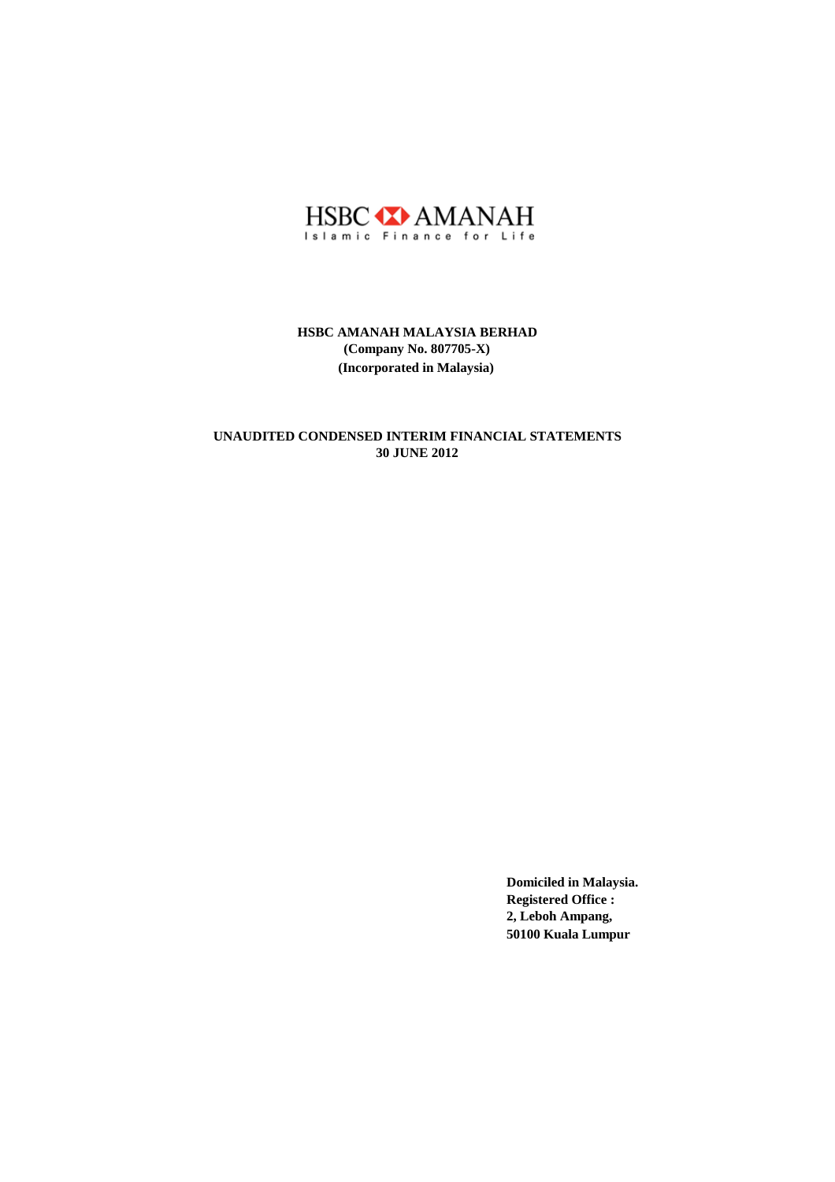HSBC AMANAH

Islamic Finance for Life

**HSBC AMANAH MALAYSIA BERHAD**
**(Company No. 807705-X)**
**(Incorporated in Malaysia)**

**UNAUDITED CONDENSED INTERIM FINANCIAL STATEMENTS**
**30 JUNE 2012**

**Domiciled in Malaysia.**
**Registered Office :**
**2, Leboh Ampang,**
**50100 Kuala Lumpur**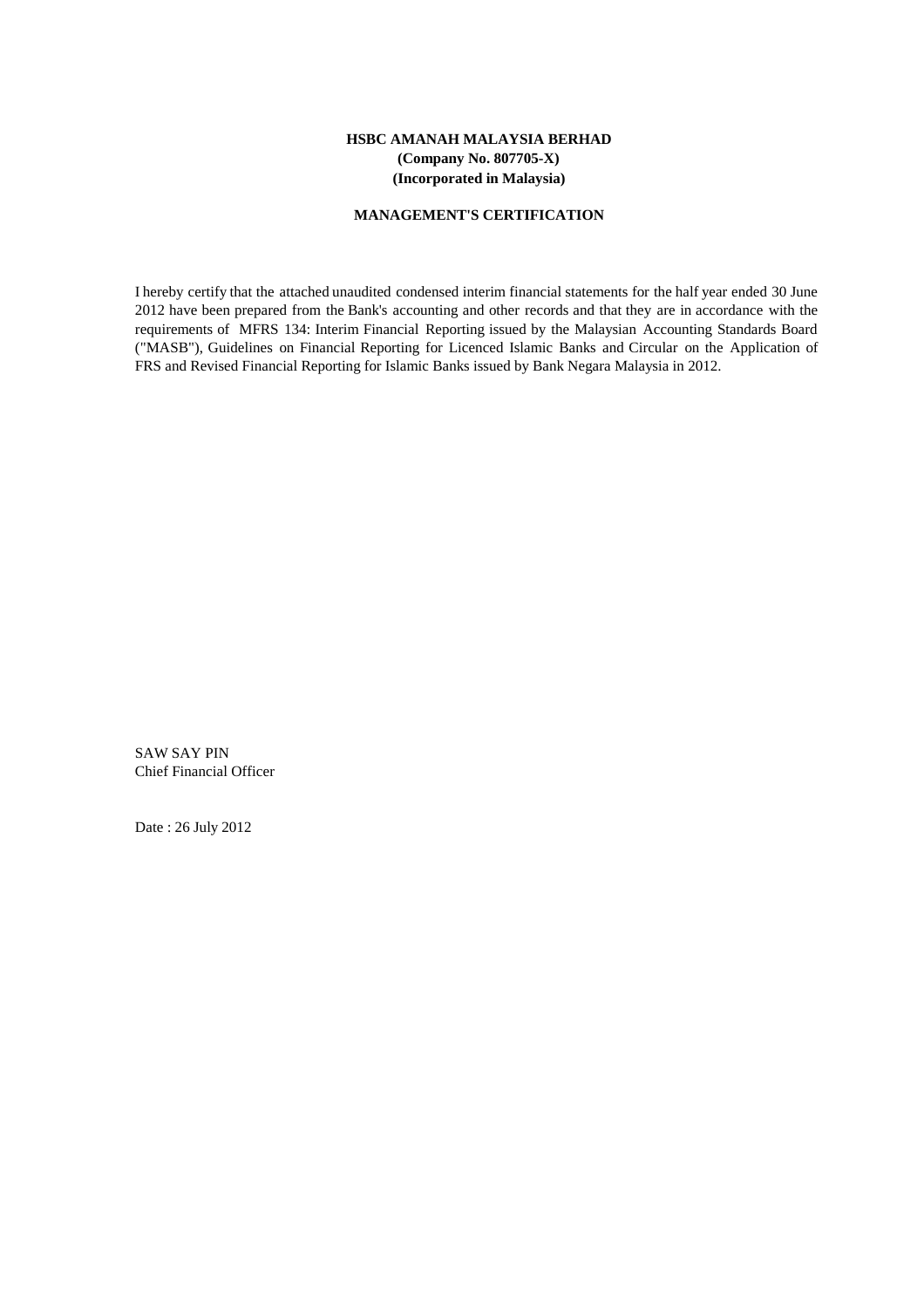**HSBC AMANAH MALAYSIA BERHAD**
**(Company No. 807705-X)**
**(Incorporated in Malaysia)**

**MANAGEMENT'S CERTIFICATION**

I hereby certify that the attached unaudited condensed interim financial statements for the half year ended 30 June 2012 have been prepared from the Bank's accounting and other records and that they are in accordance with the requirements of MFRS 134: Interim Financial Reporting issued by the Malaysian Accounting Standards Board ("MASB"), Guidelines on Financial Reporting for Licenced Islamic Banks and Circular on the Application of FRS and Revised Financial Reporting for Islamic Banks issued by Bank Negara Malaysia in 2012.

SAW SAY PIN
Chief Financial Officer

Date : 26 July 2012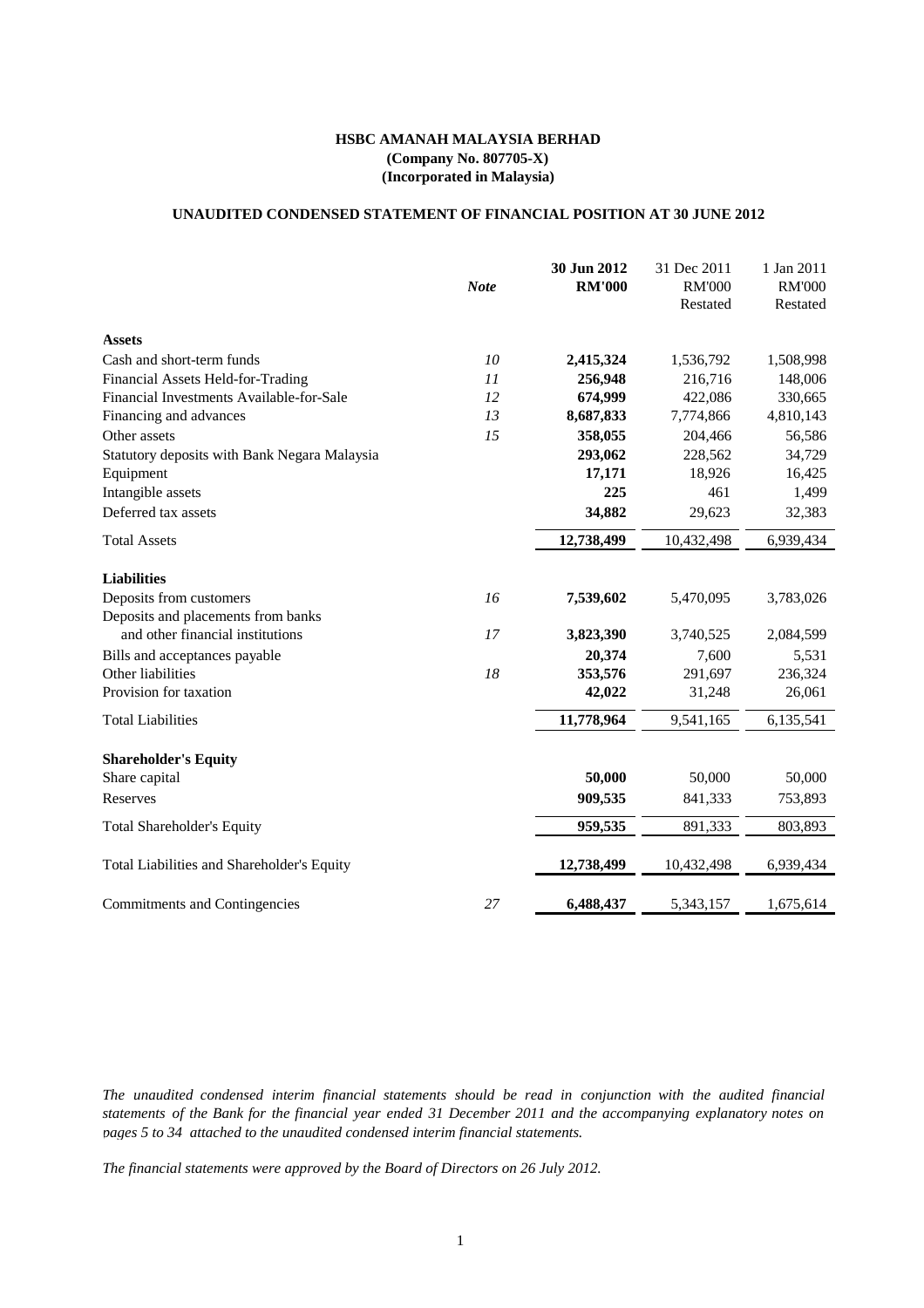**HSBC AMANAH MALAYSIA BERHAD**
**(Company No. 807705-X)**
**(Incorporated in Malaysia)**

**UNAUDITED CONDENSED STATEMENT OF FINANCIAL POSITION AT 30 JUNE 2012**

| | *Note* | **30 Jun 2012 RM'000** | 31 Dec 2011 RM'000 Restated | 1 Jan 2011 RM'000 Restated |
|---|---|---|---|---|
| **Assets** | | | | |
| Cash and short-term funds | *10* | **2,415,324** | 1,536,792 | 1,508,998 |
| Financial Assets Held-for-Trading | *11* | **256,948** | 216,716 | 148,006 |
| Financial Investments Available-for-Sale | *12* | **674,999** | 422,086 | 330,665 |
| Financing and advances | *13* | **8,687,833** | 7,774,866 | 4,810,143 |
| Other assets | *15* | **358,055** | 204,466 | 56,586 |
| Statutory deposits with Bank Negara Malaysia | | **293,062** | 228,562 | 34,729 |
| Equipment | | **17,171** | 18,926 | 16,425 |
| Intangible assets | | **225** | 461 | 1,499 |
| Deferred tax assets | | **34,882** | 29,623 | 32,383 |
| Total Assets | | **12,738,499** | 10,432,498 | 6,939,434 |
| **Liabilities** | | | | |
| Deposits from customers | *16* | **7,539,602** | 5,470,095 | 3,783,026 |
| Deposits and placements from banks and other financial institutions | *17* | **3,823,390** | 3,740,525 | 2,084,599 |
| Bills and acceptances payable | | **20,374** | 7,600 | 5,531 |
| Other liabilities | *18* | **353,576** | 291,697 | 236,324 |
| Provision for taxation | | **42,022** | 31,248 | 26,061 |
| Total Liabilities | | **11,778,964** | 9,541,165 | 6,135,541 |
| **Shareholder's Equity** | | | | |
| Share capital | | **50,000** | 50,000 | 50,000 |
| Reserves | | **909,535** | 841,333 | 753,893 |
| Total Shareholder's Equity | | **959,535** | 891,333 | 803,893 |
| Total Liabilities and Shareholder's Equity | | **12,738,499** | 10,432,498 | 6,939,434 |
| Commitments and Contingencies | *27* | **6,488,437** | 5,343,157 | 1,675,614 |

*The unaudited condensed interim financial statements should be read in conjunction with the audited financial statements of the Bank for the financial year ended 31 December 2011 and the accompanying explanatory notes on pages 5 to 34 attached to the unaudited condensed interim financial statements.*

*The financial statements were approved by the Board of Directors on 26 July 2012.*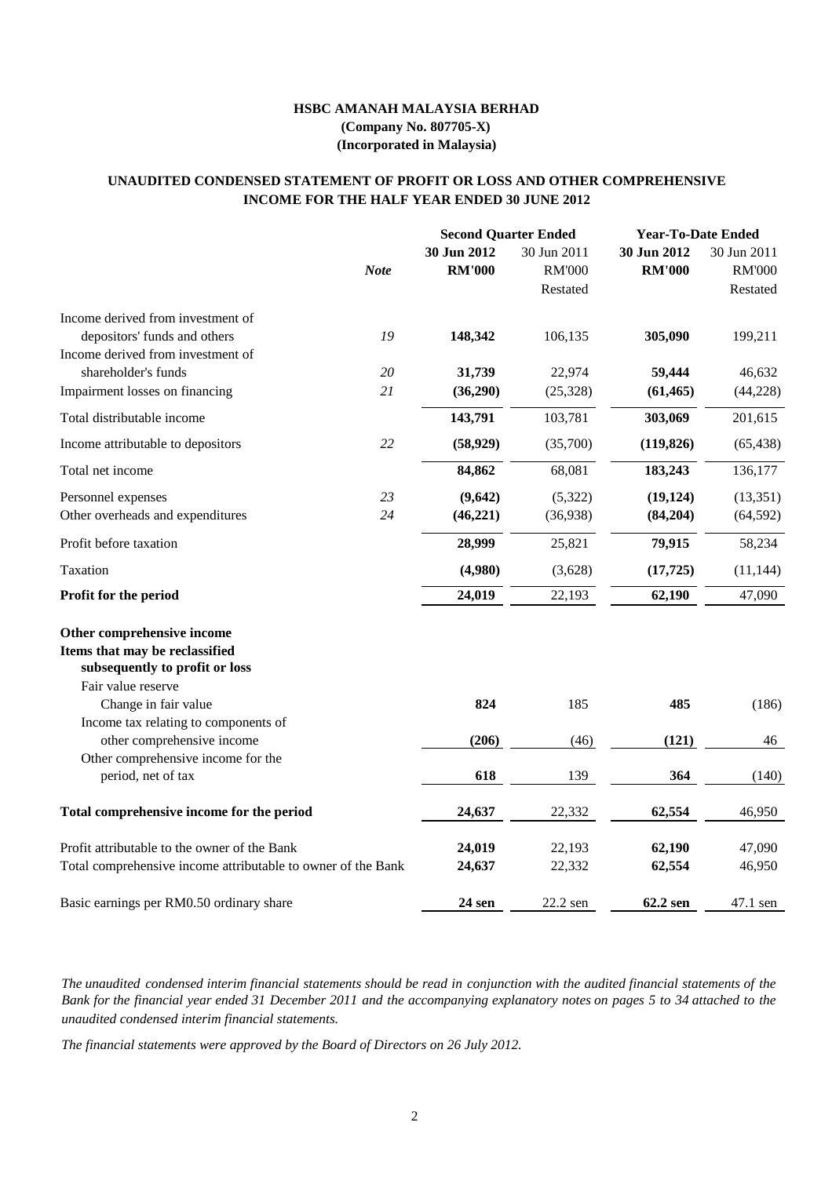**HSBC AMANAH MALAYSIA BERHAD**
**(Company No. 807705-X)**
**(Incorporated in Malaysia)**

## UNAUDITED CONDENSED STATEMENT OF PROFIT OR LOSS AND OTHER COMPREHENSIVE INCOME FOR THE HALF YEAR ENDED 30 JUNE 2012

| | | **Second Quarter Ended** | | **Year-To-Date Ended** | |
|---|---|---|---|---|---|
| | | **30 Jun 2012** | 30 Jun 2011 | **30 Jun 2012** | 30 Jun 2011 |
| | ***Note*** | **RM'000** | RM'000 | **RM'000** | RM'000 |
| | | | Restated | | Restated |
| Income derived from investment of depositors' funds and others | *19* | **148,342** | 106,135 | **305,090** | 199,211 |
| Income derived from investment of shareholder's funds | *20* | **31,739** | 22,974 | **59,444** | 46,632 |
| Impairment losses on financing | *21* | **(36,290)** | (25,328) | **(61,465)** | (44,228) |
| Total distributable income | | **143,791** | 103,781 | **303,069** | 201,615 |
| Income attributable to depositors | *22* | **(58,929)** | (35,700) | **(119,826)** | (65,438) |
| Total net income | | **84,862** | 68,081 | **183,243** | 136,177 |
| Personnel expenses | *23* | **(9,642)** | (5,322) | **(19,124)** | (13,351) |
| Other overheads and expenditures | *24* | **(46,221)** | (36,938) | **(84,204)** | (64,592) |
| Profit before taxation | | **28,999** | 25,821 | **79,915** | 58,234 |
| Taxation | | **(4,980)** | (3,628) | **(17,725)** | (11,144) |
| **Profit for the period** | | **24,019** | 22,193 | **62,190** | 47,090 |
| **Other comprehensive income** | | | | | |
| **Items that may be reclassified subsequently to profit or loss** | | | | | |
| Fair value reserve | | | | | |
| Change in fair value | | **824** | 185 | **485** | (186) |
| Income tax relating to components of other comprehensive income | | **(206)** | (46) | **(121)** | 46 |
| Other comprehensive income for the period, net of tax | | **618** | 139 | **364** | (140) |
| **Total comprehensive income for the period** | | **24,637** | 22,332 | **62,554** | 46,950 |
| Profit attributable to the owner of the Bank | | **24,019** | 22,193 | **62,190** | 47,090 |
| Total comprehensive income attributable to owner of the Bank | | **24,637** | 22,332 | **62,554** | 46,950 |
| Basic earnings per RM0.50 ordinary share | | **24 sen** | 22.2 sen | **62.2 sen** | 47.1 sen |

*The unaudited condensed interim financial statements should be read in conjunction with the audited financial statements of the Bank for the financial year ended 31 December 2011 and the accompanying explanatory notes on pages 5 to 34 attached to the unaudited condensed interim financial statements.*

*The financial statements were approved by the Board of Directors on 26 July 2012.*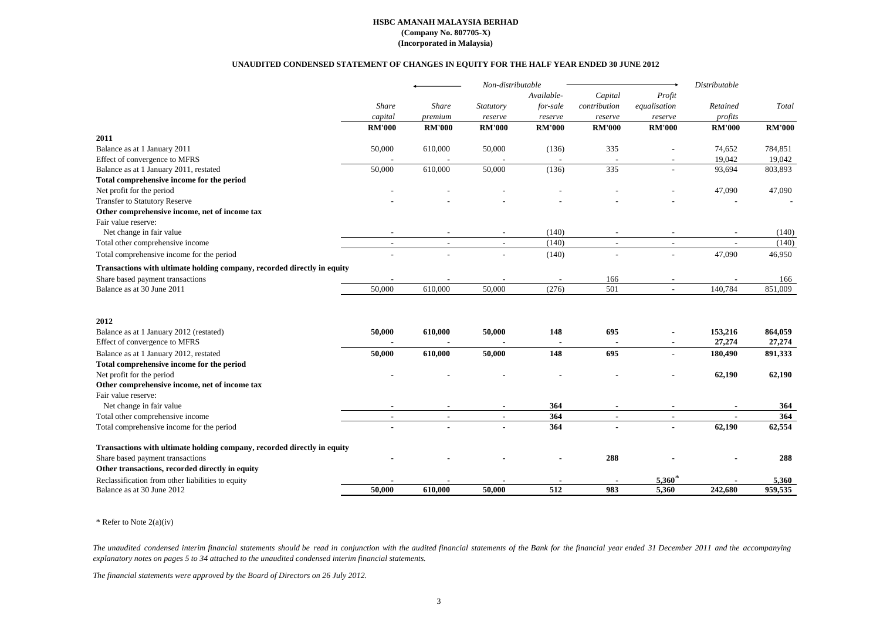**HSBC AMANAH MALAYSIA BERHAD**
**(Company No. 807705-X)**
**(Incorporated in Malaysia)**

**UNAUDITED CONDENSED STATEMENT OF CHANGES IN EQUITY FOR THE HALF YEAR ENDED 30 JUNE 2012**

| | | ← | *Non-distributable* | | | → | *Distributable* | |
|---|---|---|---|---|---|---|---|---|
| | *Share capital* | *Share premium* | *Statutory reserve* | *Available-for-sale reserve* | *Capital contribution reserve* | *Profit equalisation reserve* | *Retained profits* | *Total* |
| | **RM'000** | **RM'000** | **RM'000** | **RM'000** | **RM'000** | **RM'000** | **RM'000** | **RM'000** |
| **2011** | | | | | | | | |
| Balance as at 1 January 2011 | 50,000 | 610,000 | 50,000 | (136) | 335 | - | 74,652 | 784,851 |
| Effect of convergence to MFRS | - | - | - | - | - | - | 19,042 | 19,042 |
| Balance as at 1 January 2011, restated | 50,000 | 610,000 | 50,000 | (136) | 335 | - | 93,694 | 803,893 |
| **Total comprehensive income for the period** | | | | | | | | |
| Net profit for the period | - | - | - | - | - | - | 47,090 | 47,090 |
| Transfer to Statutory Reserve | - | - | - | - | - | - | - | - |
| **Other comprehensive income, net of income tax** | | | | | | | | |
| Fair value reserve: | | | | | | | | |
| Net change in fair value | - | - | - | (140) | - | - | - | (140) |
| Total other comprehensive income | - | - | - | (140) | - | - | - | (140) |
| Total comprehensive income for the period | - | - | - | (140) | - | - | 47,090 | 46,950 |
| **Transactions with ultimate holding company, recorded directly in equity** | | | | | | | | |
| Share based payment transactions | - | - | - | - | 166 | - | - | 166 |
| Balance as at 30 June 2011 | 50,000 | 610,000 | 50,000 | (276) | 501 | - | 140,784 | 851,009 |
| **2012** | | | | | | | | |
| Balance as at 1 January 2012 (restated) | **50,000** | **610,000** | **50,000** | **148** | **695** | **-** | **153,216** | **864,059** |
| Effect of convergence to MFRS | **-** | **-** | **-** | **-** | **-** | **-** | **27,274** | **27,274** |
| Balance as at 1 January 2012, restated | **50,000** | **610,000** | **50,000** | **148** | **695** | **-** | **180,490** | **891,333** |
| **Total comprehensive income for the period** | | | | | | | | |
| Net profit for the period | **-** | **-** | **-** | **-** | **-** | **-** | **62,190** | **62,190** |
| **Other comprehensive income, net of income tax** | | | | | | | | |
| Fair value reserve: | | | | | | | | |
| Net change in fair value | **-** | **-** | **-** | **364** | **-** | **-** | **-** | **364** |
| Total other comprehensive income | **-** | **-** | **-** | **364** | **-** | **-** | **-** | **364** |
| Total comprehensive income for the period | **-** | **-** | **-** | **364** | **-** | **-** | **62,190** | **62,554** |
| **Transactions with ultimate holding company, recorded directly in equity** | | | | | | | | |
| Share based payment transactions | **-** | **-** | **-** | **-** | **288** | **-** | **-** | **288** |
| **Other transactions, recorded directly in equity** | | | | | | | | |
| Reclassification from other liabilities to equity | **-** | **-** | **-** | **-** | **-** | **5,360*** | **-** | **5,360** |
| Balance as at 30 June 2012 | **50,000** | **610,000** | **50,000** | **512** | **983** | **5,360** | **242,680** | **959,535** |

\* Refer to Note 2(a)(iv)

*The unaudited condensed interim financial statements should be read in conjunction with the audited financial statements of the Bank for the financial year ended 31 December 2011 and the accompanying explanatory notes on pages 5 to 34 attached to the unaudited condensed interim financial statements.*

*The financial statements were approved by the Board of Directors on 26 July 2012.*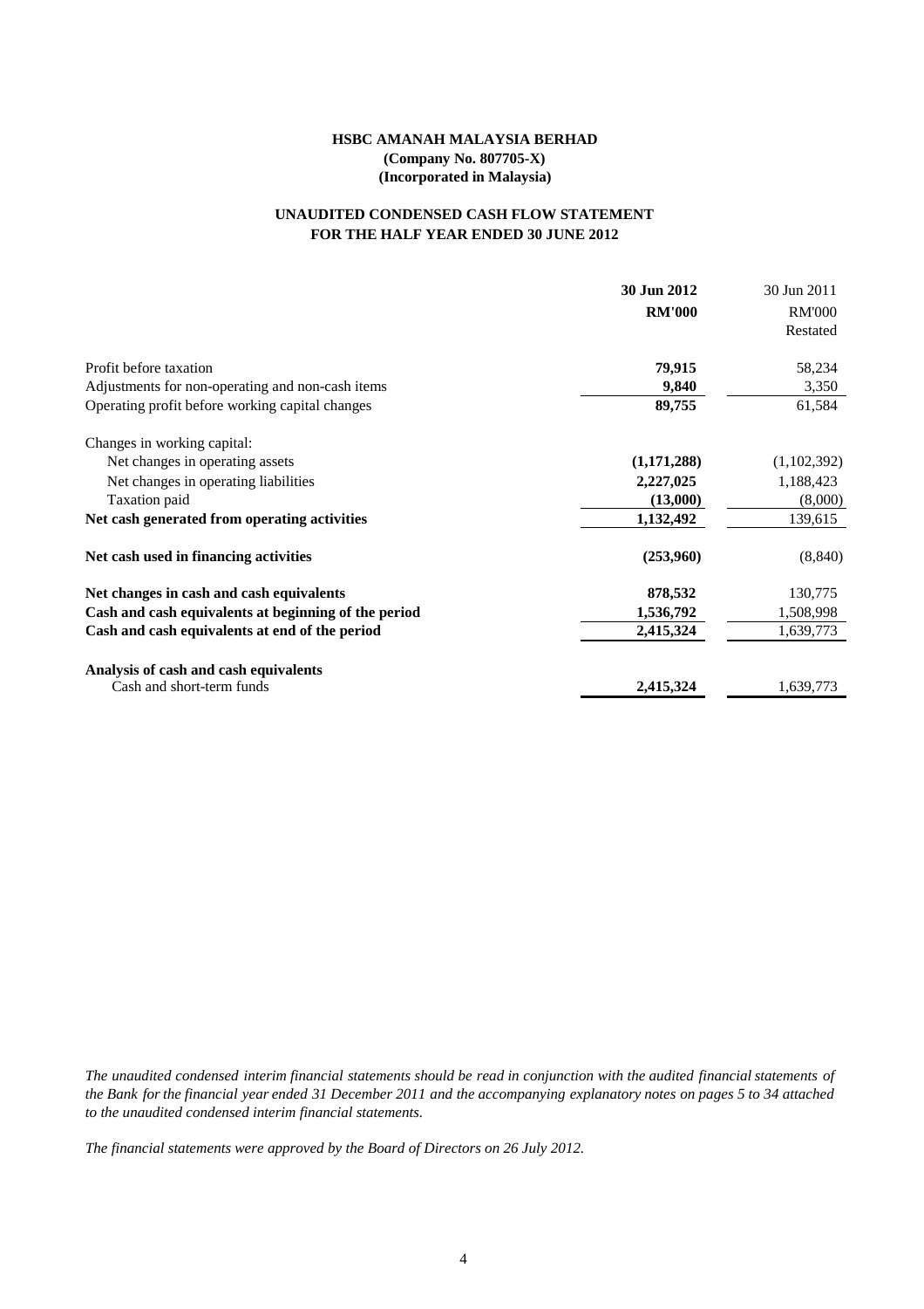**HSBC AMANAH MALAYSIA BERHAD**
**(Company No. 807705-X)**
**(Incorporated in Malaysia)**

**UNAUDITED CONDENSED CASH FLOW STATEMENT**
**FOR THE HALF YEAR ENDED 30 JUNE 2012**

| | **30 Jun 2012** | 30 Jun 2011 |
|---|---|---|
| | **RM'000** | RM'000 |
| | | Restated |
| Profit before taxation | **79,915** | 58,234 |
| Adjustments for non-operating and non-cash items | **9,840** | 3,350 |
| Operating profit before working capital changes | **89,755** | 61,584 |
| Changes in working capital: | | |
| Net changes in operating assets | **(1,171,288)** | (1,102,392) |
| Net changes in operating liabilities | **2,227,025** | 1,188,423 |
| Taxation paid | **(13,000)** | (8,000) |
| **Net cash generated from operating activities** | **1,132,492** | 139,615 |
| **Net cash used in financing activities** | **(253,960)** | (8,840) |
| **Net changes in cash and cash equivalents** | **878,532** | 130,775 |
| **Cash and cash equivalents at beginning of the period** | **1,536,792** | 1,508,998 |
| **Cash and cash equivalents at end of the period** | **2,415,324** | 1,639,773 |
| **Analysis of cash and cash equivalents** | | |
| Cash and short-term funds | **2,415,324** | 1,639,773 |

*The unaudited condensed interim financial statements should be read in conjunction with the audited financial statements of the Bank for the financial year ended 31 December 2011 and the accompanying explanatory notes on pages 5 to 34 attached to the unaudited condensed interim financial statements.*

*The financial statements were approved by the Board of Directors on 26 July 2012.*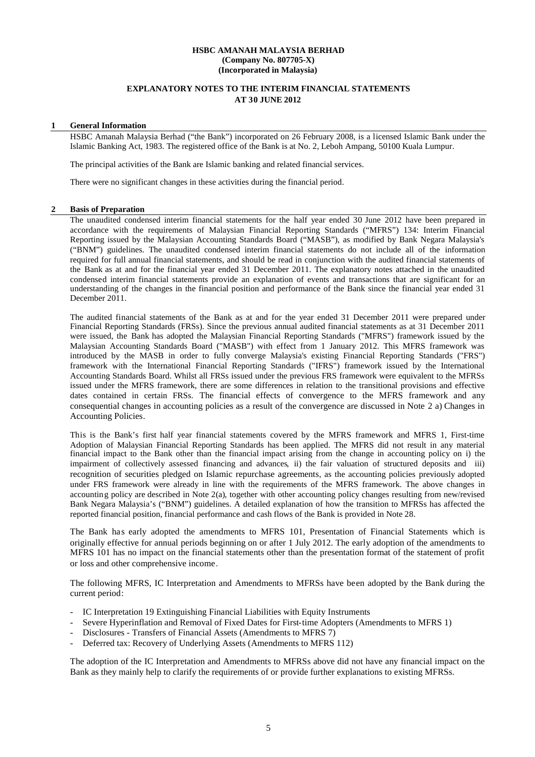**HSBC AMANAH MALAYSIA BERHAD**
**(Company No. 807705-X)**
**(Incorporated in Malaysia)**

**EXPLANATORY NOTES TO THE INTERIM FINANCIAL STATEMENTS**
**AT 30 JUNE 2012**

## 1 General Information

HSBC Amanah Malaysia Berhad ("the Bank") incorporated on 26 February 2008, is a licensed Islamic Bank under the Islamic Banking Act, 1983. The registered office of the Bank is at No. 2, Leboh Ampang, 50100 Kuala Lumpur.

The principal activities of the Bank are Islamic banking and related financial services.

There were no significant changes in these activities during the financial period.

## 2 Basis of Preparation

The unaudited condensed interim financial statements for the half year ended 30 June 2012 have been prepared in accordance with the requirements of Malaysian Financial Reporting Standards ("MFRS") 134: Interim Financial Reporting issued by the Malaysian Accounting Standards Board ("MASB"), as modified by Bank Negara Malaysia's ("BNM") guidelines. The unaudited condensed interim financial statements do not include all of the information required for full annual financial statements, and should be read in conjunction with the audited financial statements of the Bank as at and for the financial year ended 31 December 2011. The explanatory notes attached in the unaudited condensed interim financial statements provide an explanation of events and transactions that are significant for an understanding of the changes in the financial position and performance of the Bank since the financial year ended 31 December 2011.

The audited financial statements of the Bank as at and for the year ended 31 December 2011 were prepared under Financial Reporting Standards (FRSs). Since the previous annual audited financial statements as at 31 December 2011 were issued, the Bank has adopted the Malaysian Financial Reporting Standards ("MFRS") framework issued by the Malaysian Accounting Standards Board ("MASB") with effect from 1 January 2012. This MFRS framework was introduced by the MASB in order to fully converge Malaysia's existing Financial Reporting Standards ("FRS") framework with the International Financial Reporting Standards ("IFRS") framework issued by the International Accounting Standards Board. Whilst all FRSs issued under the previous FRS framework were equivalent to the MFRSs issued under the MFRS framework, there are some differences in relation to the transitional provisions and effective dates contained in certain FRSs. The financial effects of convergence to the MFRS framework and any consequential changes in accounting policies as a result of the convergence are discussed in Note 2 a) Changes in Accounting Policies.

This is the Bank's first half year financial statements covered by the MFRS framework and MFRS 1, First-time Adoption of Malaysian Financial Reporting Standards has been applied. The MFRS did not result in any material financial impact to the Bank other than the financial impact arising from the change in accounting policy on i) the impairment of collectively assessed financing and advances, ii) the fair valuation of structured deposits and iii) recognition of securities pledged on Islamic repurchase agreements, as the accounting policies previously adopted under FRS framework were already in line with the requirements of the MFRS framework. The above changes in accounting policy are described in Note 2(a), together with other accounting policy changes resulting from new/revised Bank Negara Malaysia's ("BNM") guidelines. A detailed explanation of how the transition to MFRSs has affected the reported financial position, financial performance and cash flows of the Bank is provided in Note 28.

The Bank has early adopted the amendments to MFRS 101, Presentation of Financial Statements which is originally effective for annual periods beginning on or after 1 July 2012. The early adoption of the amendments to MFRS 101 has no impact on the financial statements other than the presentation format of the statement of profit or loss and other comprehensive income.

The following MFRS, IC Interpretation and Amendments to MFRSs have been adopted by the Bank during the current period:

- IC Interpretation 19 Extinguishing Financial Liabilities with Equity Instruments
- Severe Hyperinflation and Removal of Fixed Dates for First-time Adopters (Amendments to MFRS 1)
- Disclosures - Transfers of Financial Assets (Amendments to MFRS 7)
- Deferred tax: Recovery of Underlying Assets (Amendments to MFRS 112)

The adoption of the IC Interpretation and Amendments to MFRSs above did not have any financial impact on the Bank as they mainly help to clarify the requirements of or provide further explanations to existing MFRSs.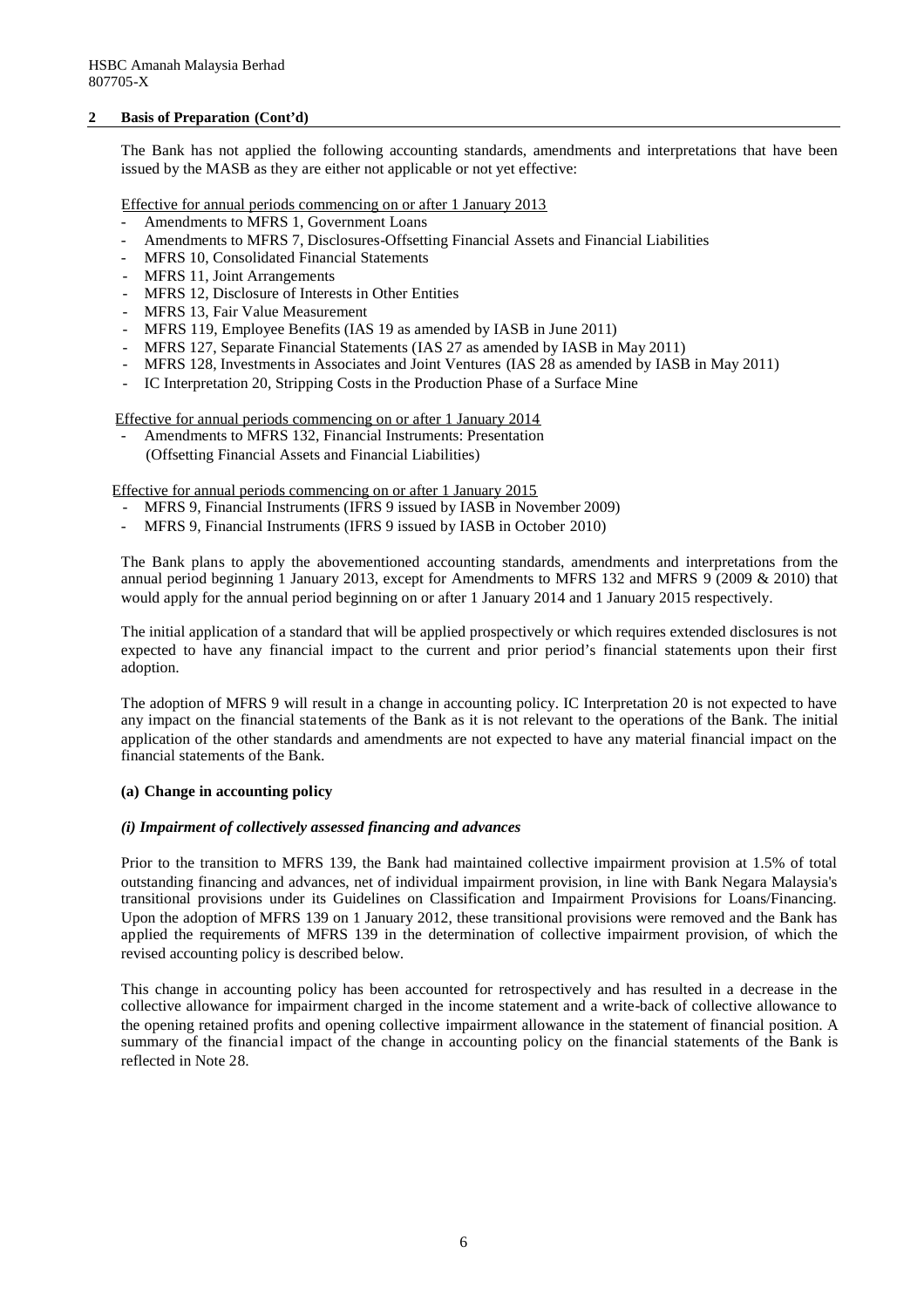HSBC Amanah Malaysia Berhad
807705-X

## 2 Basis of Preparation (Cont'd)

The Bank has not applied the following accounting standards, amendments and interpretations that have been issued by the MASB as they are either not applicable or not yet effective:

Effective for annual periods commencing on or after 1 January 2013

- Amendments to MFRS 1, Government Loans
- Amendments to MFRS 7, Disclosures-Offsetting Financial Assets and Financial Liabilities
- MFRS 10, Consolidated Financial Statements
- MFRS 11, Joint Arrangements
- MFRS 12, Disclosure of Interests in Other Entities
- MFRS 13, Fair Value Measurement
- MFRS 119, Employee Benefits (IAS 19 as amended by IASB in June 2011)
- MFRS 127, Separate Financial Statements (IAS 27 as amended by IASB in May 2011)
- MFRS 128, Investments in Associates and Joint Ventures (IAS 28 as amended by IASB in May 2011)
- IC Interpretation 20, Stripping Costs in the Production Phase of a Surface Mine

Effective for annual periods commencing on or after 1 January 2014

- Amendments to MFRS 132, Financial Instruments: Presentation (Offsetting Financial Assets and Financial Liabilities)

Effective for annual periods commencing on or after 1 January 2015

- MFRS 9, Financial Instruments (IFRS 9 issued by IASB in November 2009)
- MFRS 9, Financial Instruments (IFRS 9 issued by IASB in October 2010)

The Bank plans to apply the abovementioned accounting standards, amendments and interpretations from the annual period beginning 1 January 2013, except for Amendments to MFRS 132 and MFRS 9 (2009 & 2010) that would apply for the annual period beginning on or after 1 January 2014 and 1 January 2015 respectively.

The initial application of a standard that will be applied prospectively or which requires extended disclosures is not expected to have any financial impact to the current and prior period's financial statements upon their first adoption.

The adoption of MFRS 9 will result in a change in accounting policy. IC Interpretation 20 is not expected to have any impact on the financial statements of the Bank as it is not relevant to the operations of the Bank. The initial application of the other standards and amendments are not expected to have any material financial impact on the financial statements of the Bank.

### (a) Change in accounting policy

#### *(i) Impairment of collectively assessed financing and advances*

Prior to the transition to MFRS 139, the Bank had maintained collective impairment provision at 1.5% of total outstanding financing and advances, net of individual impairment provision, in line with Bank Negara Malaysia's transitional provisions under its Guidelines on Classification and Impairment Provisions for Loans/Financing. Upon the adoption of MFRS 139 on 1 January 2012, these transitional provisions were removed and the Bank has applied the requirements of MFRS 139 in the determination of collective impairment provision, of which the revised accounting policy is described below.

This change in accounting policy has been accounted for retrospectively and has resulted in a decrease in the collective allowance for impairment charged in the income statement and a write-back of collective allowance to the opening retained profits and opening collective impairment allowance in the statement of financial position. A summary of the financial impact of the change in accounting policy on the financial statements of the Bank is reflected in Note 28.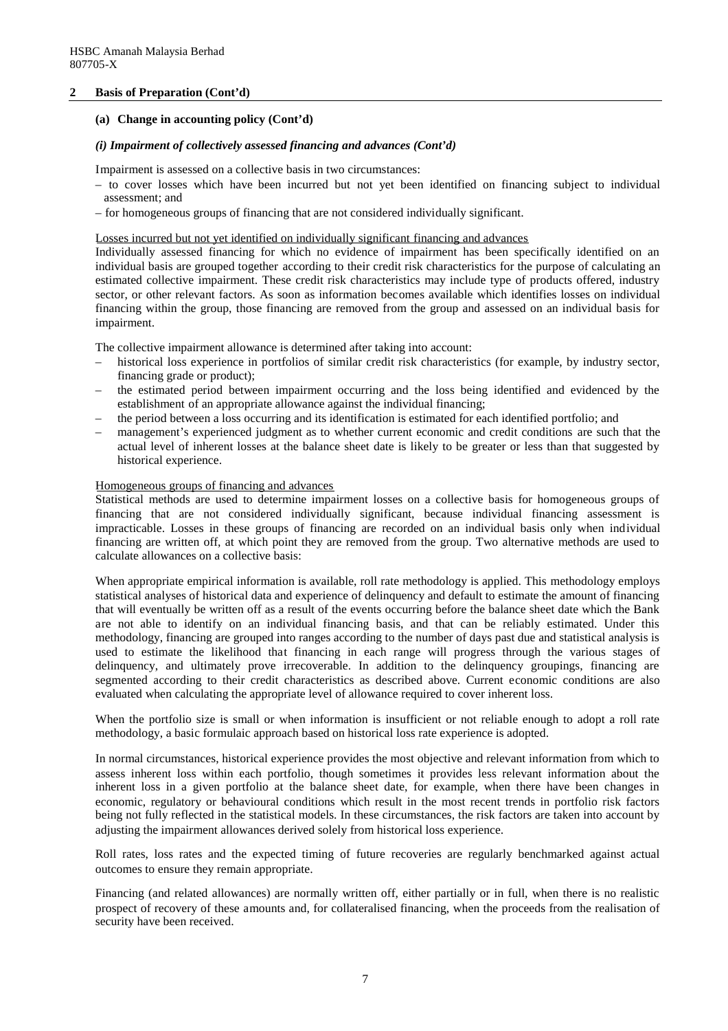## 2 Basis of Preparation (Cont'd)

### (a) Change in accounting policy (Cont'd)

#### *(i) Impairment of collectively assessed financing and advances (Cont'd)*

Impairment is assessed on a collective basis in two circumstances:

– to cover losses which have been incurred but not yet been identified on financing subject to individual assessment; and

– for homogeneous groups of financing that are not considered individually significant.

Losses incurred but not yet identified on individually significant financing and advances

Individually assessed financing for which no evidence of impairment has been specifically identified on an individual basis are grouped together according to their credit risk characteristics for the purpose of calculating an estimated collective impairment. These credit risk characteristics may include type of products offered, industry sector, or other relevant factors. As soon as information becomes available which identifies losses on individual financing within the group, those financing are removed from the group and assessed on an individual basis for impairment.

The collective impairment allowance is determined after taking into account:

– historical loss experience in portfolios of similar credit risk characteristics (for example, by industry sector, financing grade or product);
– the estimated period between impairment occurring and the loss being identified and evidenced by the establishment of an appropriate allowance against the individual financing;
– the period between a loss occurring and its identification is estimated for each identified portfolio; and
– management's experienced judgment as to whether current economic and credit conditions are such that the actual level of inherent losses at the balance sheet date is likely to be greater or less than that suggested by historical experience.

Homogeneous groups of financing and advances

Statistical methods are used to determine impairment losses on a collective basis for homogeneous groups of financing that are not considered individually significant, because individual financing assessment is impracticable. Losses in these groups of financing are recorded on an individual basis only when individual financing are written off, at which point they are removed from the group. Two alternative methods are used to calculate allowances on a collective basis:

When appropriate empirical information is available, roll rate methodology is applied. This methodology employs statistical analyses of historical data and experience of delinquency and default to estimate the amount of financing that will eventually be written off as a result of the events occurring before the balance sheet date which the Bank are not able to identify on an individual financing basis, and that can be reliably estimated. Under this methodology, financing are grouped into ranges according to the number of days past due and statistical analysis is used to estimate the likelihood that financing in each range will progress through the various stages of delinquency, and ultimately prove irrecoverable. In addition to the delinquency groupings, financing are segmented according to their credit characteristics as described above. Current economic conditions are also evaluated when calculating the appropriate level of allowance required to cover inherent loss.

When the portfolio size is small or when information is insufficient or not reliable enough to adopt a roll rate methodology, a basic formulaic approach based on historical loss rate experience is adopted.

In normal circumstances, historical experience provides the most objective and relevant information from which to assess inherent loss within each portfolio, though sometimes it provides less relevant information about the inherent loss in a given portfolio at the balance sheet date, for example, when there have been changes in economic, regulatory or behavioural conditions which result in the most recent trends in portfolio risk factors being not fully reflected in the statistical models. In these circumstances, the risk factors are taken into account by adjusting the impairment allowances derived solely from historical loss experience.

Roll rates, loss rates and the expected timing of future recoveries are regularly benchmarked against actual outcomes to ensure they remain appropriate.

Financing (and related allowances) are normally written off, either partially or in full, when there is no realistic prospect of recovery of these amounts and, for collateralised financing, when the proceeds from the realisation of security have been received.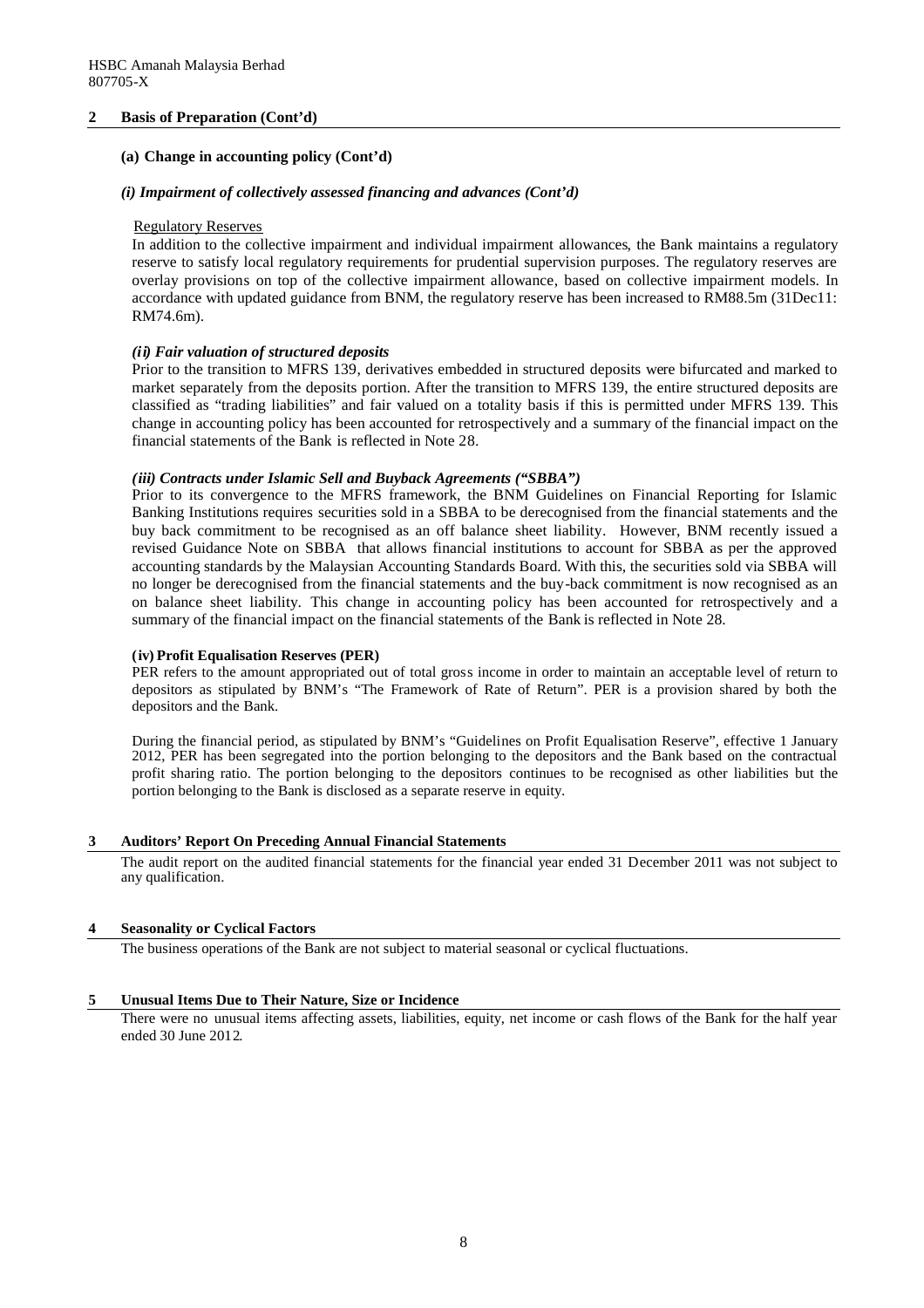## 2 Basis of Preparation (Cont'd)

### (a) Change in accounting policy (Cont'd)

#### *(i) Impairment of collectively assessed financing and advances (Cont'd)*

Regulatory Reserves

In addition to the collective impairment and individual impairment allowances, the Bank maintains a regulatory reserve to satisfy local regulatory requirements for prudential supervision purposes. The regulatory reserves are overlay provisions on top of the collective impairment allowance, based on collective impairment models. In accordance with updated guidance from BNM, the regulatory reserve has been increased to RM88.5m (31Dec11: RM74.6m).

#### *(ii) Fair valuation of structured deposits*

Prior to the transition to MFRS 139, derivatives embedded in structured deposits were bifurcated and marked to market separately from the deposits portion. After the transition to MFRS 139, the entire structured deposits are classified as "trading liabilities" and fair valued on a totality basis if this is permitted under MFRS 139. This change in accounting policy has been accounted for retrospectively and a summary of the financial impact on the financial statements of the Bank is reflected in Note 28.

#### *(iii) Contracts under Islamic Sell and Buyback Agreements ("SBBA")*

Prior to its convergence to the MFRS framework, the BNM Guidelines on Financial Reporting for Islamic Banking Institutions requires securities sold in a SBBA to be derecognised from the financial statements and the buy back commitment to be recognised as an off balance sheet liability. However, BNM recently issued a revised Guidance Note on SBBA that allows financial institutions to account for SBBA as per the approved accounting standards by the Malaysian Accounting Standards Board. With this, the securities sold via SBBA will no longer be derecognised from the financial statements and the buy-back commitment is now recognised as an on balance sheet liability. This change in accounting policy has been accounted for retrospectively and a summary of the financial impact on the financial statements of the Bank is reflected in Note 28.

#### (iv) Profit Equalisation Reserves (PER)

PER refers to the amount appropriated out of total gross income in order to maintain an acceptable level of return to depositors as stipulated by BNM's "The Framework of Rate of Return". PER is a provision shared by both the depositors and the Bank.

During the financial period, as stipulated by BNM's "Guidelines on Profit Equalisation Reserve", effective 1 January 2012, PER has been segregated into the portion belonging to the depositors and the Bank based on the contractual profit sharing ratio. The portion belonging to the depositors continues to be recognised as other liabilities but the portion belonging to the Bank is disclosed as a separate reserve in equity.

## 3 Auditors' Report On Preceding Annual Financial Statements

The audit report on the audited financial statements for the financial year ended 31 December 2011 was not subject to any qualification.

## 4 Seasonality or Cyclical Factors

The business operations of the Bank are not subject to material seasonal or cyclical fluctuations.

## 5 Unusual Items Due to Their Nature, Size or Incidence

There were no unusual items affecting assets, liabilities, equity, net income or cash flows of the Bank for the half year ended 30 June 2012.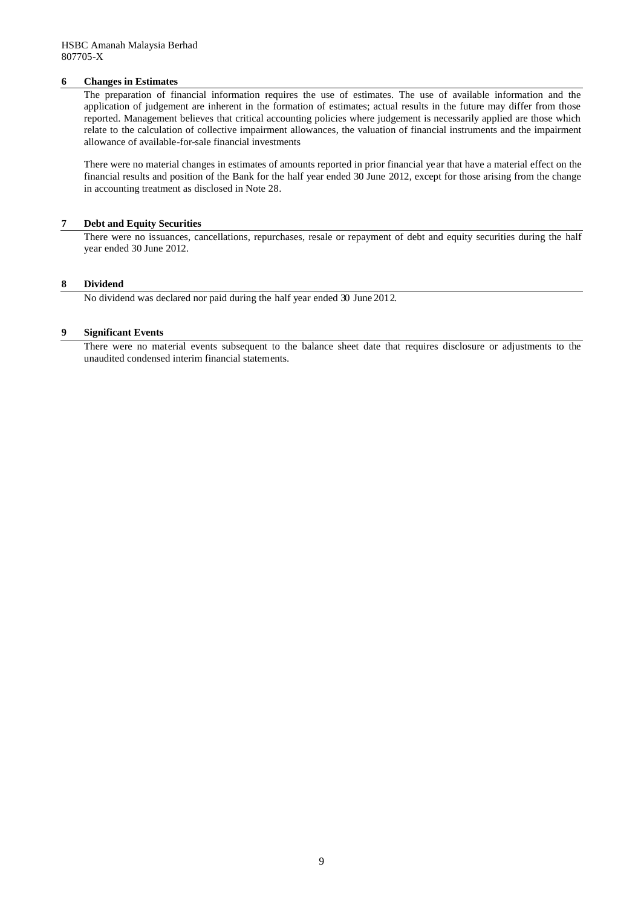## 6 Changes in Estimates

The preparation of financial information requires the use of estimates. The use of available information and the application of judgement are inherent in the formation of estimates; actual results in the future may differ from those reported. Management believes that critical accounting policies where judgement is necessarily applied are those which relate to the calculation of collective impairment allowances, the valuation of financial instruments and the impairment allowance of available-for-sale financial investments

There were no material changes in estimates of amounts reported in prior financial year that have a material effect on the financial results and position of the Bank for the half year ended 30 June 2012, except for those arising from the change in accounting treatment as disclosed in Note 28.

## 7 Debt and Equity Securities

There were no issuances, cancellations, repurchases, resale or repayment of debt and equity securities during the half year ended 30 June 2012.

## 8 Dividend

No dividend was declared nor paid during the half year ended 30 June 2012.

## 9 Significant Events

There were no material events subsequent to the balance sheet date that requires disclosure or adjustments to the unaudited condensed interim financial statements.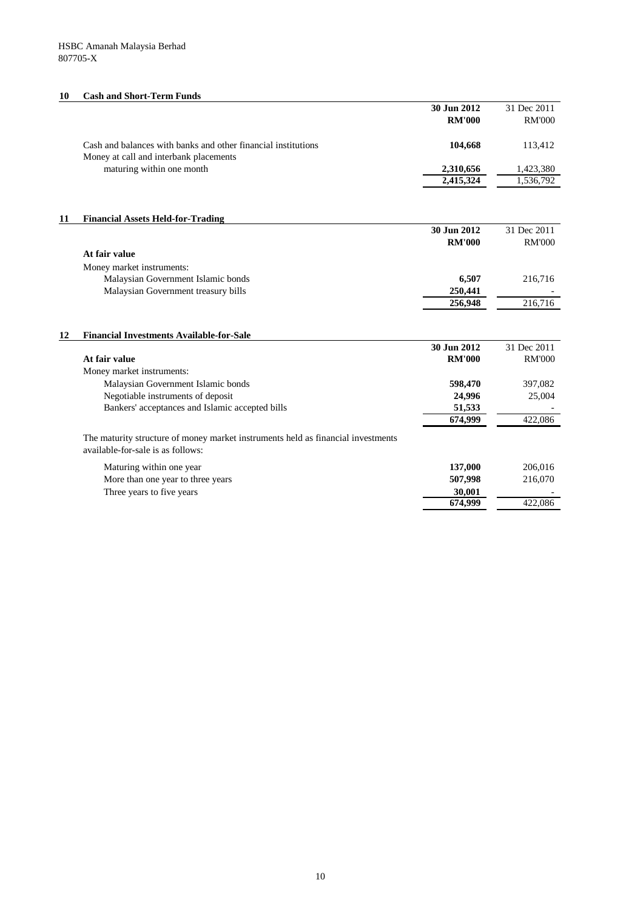## 10 Cash and Short-Term Funds

| | 30 Jun 2012 | 31 Dec 2011 |
|---|---|---|
| | **RM'000** | RM'000 |
| Cash and balances with banks and other financial institutions | **104,668** | 113,412 |
| Money at call and interbank placements maturing within one month | **2,310,656** | 1,423,380 |
| | **2,415,324** | 1,536,792 |

## 11 Financial Assets Held-for-Trading

| | 30 Jun 2012 | 31 Dec 2011 |
|---|---|---|
| | **RM'000** | RM'000 |
| **At fair value** | | |
| Money market instruments: | | |
| Malaysian Government Islamic bonds | **6,507** | 216,716 |
| Malaysian Government treasury bills | **250,441** | - |
| | **256,948** | 216,716 |

## 12 Financial Investments Available-for-Sale

| | 30 Jun 2012 | 31 Dec 2011 |
|---|---|---|
| **At fair value** | **RM'000** | RM'000 |
| Money market instruments: | | |
| Malaysian Government Islamic bonds | **598,470** | 397,082 |
| Negotiable instruments of deposit | **24,996** | 25,004 |
| Bankers' acceptances and Islamic accepted bills | **51,533** | - |
| | **674,999** | 422,086 |

The maturity structure of money market instruments held as financial investments available-for-sale is as follows:

| | 30 Jun 2012 | 31 Dec 2011 |
|---|---|---|
| Maturing within one year | **137,000** | 206,016 |
| More than one year to three years | **507,998** | 216,070 |
| Three years to five years | **30,001** | - |
| | **674,999** | 422,086 |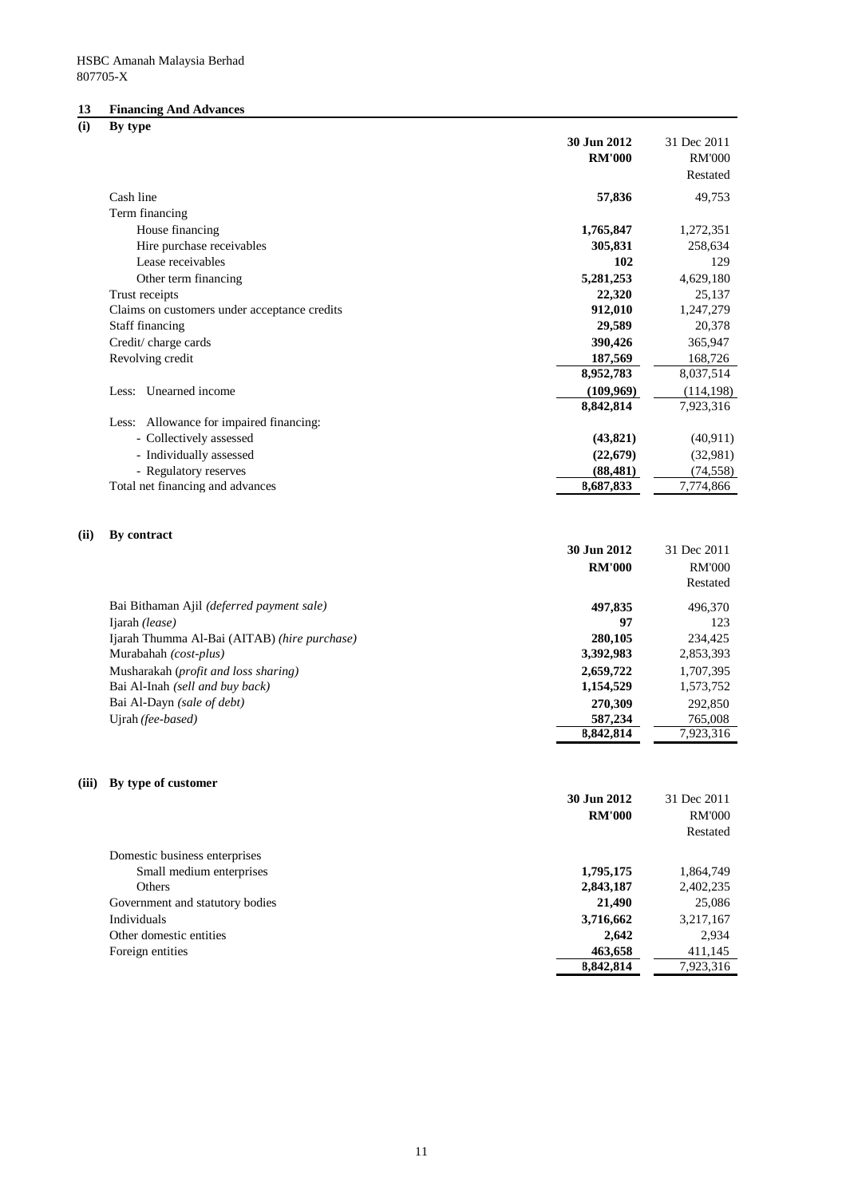HSBC Amanah Malaysia Berhad
807705-X

## 13 Financing And Advances

### (i) By type

| | 30 Jun 2012 RM'000 | 31 Dec 2011 RM'000 Restated |
|---|---|---|
| Cash line | **57,836** | 49,753 |
| Term financing | | |
| House financing | **1,765,847** | 1,272,351 |
| Hire purchase receivables | **305,831** | 258,634 |
| Lease receivables | **102** | 129 |
| Other term financing | **5,281,253** | 4,629,180 |
| Trust receipts | **22,320** | 25,137 |
| Claims on customers under acceptance credits | **912,010** | 1,247,279 |
| Staff financing | **29,589** | 20,378 |
| Credit/ charge cards | **390,426** | 365,947 |
| Revolving credit | **187,569** | 168,726 |
| | **8,952,783** | 8,037,514 |
| Less: Unearned income | **(109,969)** | (114,198) |
| | **8,842,814** | 7,923,316 |
| Less: Allowance for impaired financing: | | |
| - Collectively assessed | **(43,821)** | (40,911) |
| - Individually assessed | **(22,679)** | (32,981) |
| - Regulatory reserves | **(88,481)** | (74,558) |
| Total net financing and advances | **8,687,833** | 7,774,866 |

### (ii) By contract

| | 30 Jun 2012 RM'000 | 31 Dec 2011 RM'000 Restated |
|---|---|---|
| Bai Bithaman Ajil *(deferred payment sale)* | **497,835** | 496,370 |
| Ijarah *(lease)* | **97** | 123 |
| Ijarah Thumma Al-Bai (AITAB) *(hire purchase)* | **280,105** | 234,425 |
| Murabahah *(cost-plus)* | **3,392,983** | 2,853,393 |
| Musharakah (*profit and loss sharing)* | **2,659,722** | 1,707,395 |
| Bai Al-Inah *(sell and buy back)* | **1,154,529** | 1,573,752 |
| Bai Al-Dayn *(sale of debt)* | **270,309** | 292,850 |
| Ujrah *(fee-based)* | **587,234** | 765,008 |
| | **8,842,814** | 7,923,316 |

### (iii) By type of customer

| | 30 Jun 2012 RM'000 | 31 Dec 2011 RM'000 Restated |
|---|---|---|
| Domestic business enterprises | | |
| Small medium enterprises | **1,795,175** | 1,864,749 |
| Others | **2,843,187** | 2,402,235 |
| Government and statutory bodies | **21,490** | 25,086 |
| Individuals | **3,716,662** | 3,217,167 |
| Other domestic entities | **2,642** | 2,934 |
| Foreign entities | **463,658** | 411,145 |
| | **8,842,814** | 7,923,316 |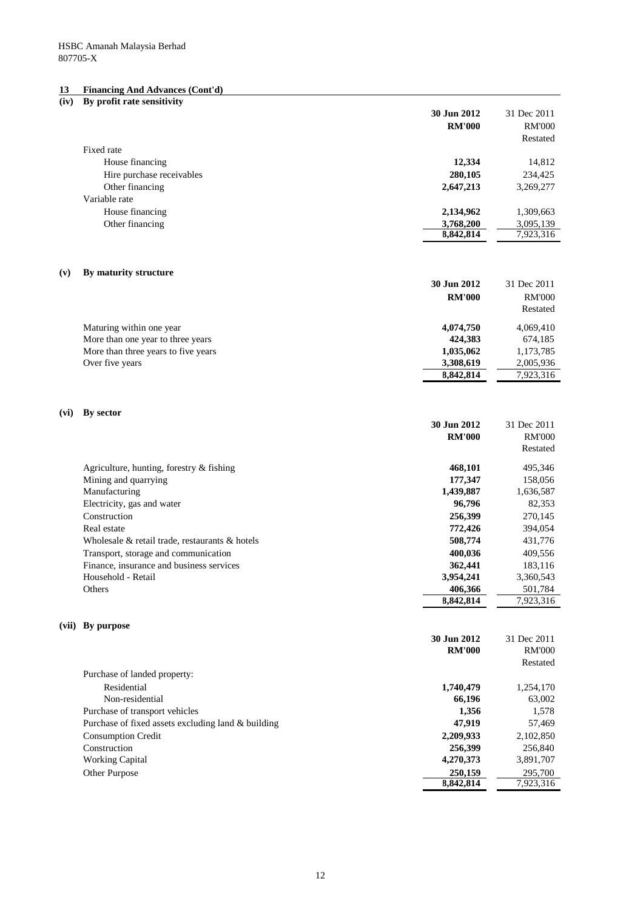HSBC Amanah Malaysia Berhad
807705-X

## 13 Financing And Advances (Cont'd)

### (iv) By profit rate sensitivity

| | 30 Jun 2012 RM'000 | 31 Dec 2011 RM'000 Restated |
|---|---|---|
| Fixed rate | | |
| House financing | **12,334** | 14,812 |
| Hire purchase receivables | **280,105** | 234,425 |
| Other financing | **2,647,213** | 3,269,277 |
| Variable rate | | |
| House financing | **2,134,962** | 1,309,663 |
| Other financing | **3,768,200** | 3,095,139 |
| | **8,842,814** | 7,923,316 |

### (v) By maturity structure

| | 30 Jun 2012 RM'000 | 31 Dec 2011 RM'000 Restated |
|---|---|---|
| Maturing within one year | **4,074,750** | 4,069,410 |
| More than one year to three years | **424,383** | 674,185 |
| More than three years to five years | **1,035,062** | 1,173,785 |
| Over five years | **3,308,619** | 2,005,936 |
| | **8,842,814** | 7,923,316 |

### (vi) By sector

| | 30 Jun 2012 RM'000 | 31 Dec 2011 RM'000 Restated |
|---|---|---|
| Agriculture, hunting, forestry & fishing | **468,101** | 495,346 |
| Mining and quarrying | **177,347** | 158,056 |
| Manufacturing | **1,439,887** | 1,636,587 |
| Electricity, gas and water | **96,796** | 82,353 |
| Construction | **256,399** | 270,145 |
| Real estate | **772,426** | 394,054 |
| Wholesale & retail trade, restaurants & hotels | **508,774** | 431,776 |
| Transport, storage and communication | **400,036** | 409,556 |
| Finance, insurance and business services | **362,441** | 183,116 |
| Household - Retail | **3,954,241** | 3,360,543 |
| Others | **406,366** | 501,784 |
| | **8,842,814** | 7,923,316 |

### (vii) By purpose

| | 30 Jun 2012 RM'000 | 31 Dec 2011 RM'000 Restated |
|---|---|---|
| Purchase of landed property: | | |
| Residential | **1,740,479** | 1,254,170 |
| Non-residential | **66,196** | 63,002 |
| Purchase of transport vehicles | **1,356** | 1,578 |
| Purchase of fixed assets excluding land & building | **47,919** | 57,469 |
| Consumption Credit | **2,209,933** | 2,102,850 |
| Construction | **256,399** | 256,840 |
| Working Capital | **4,270,373** | 3,891,707 |
| Other Purpose | **250,159** | 295,700 |
| | **8,842,814** | 7,923,316 |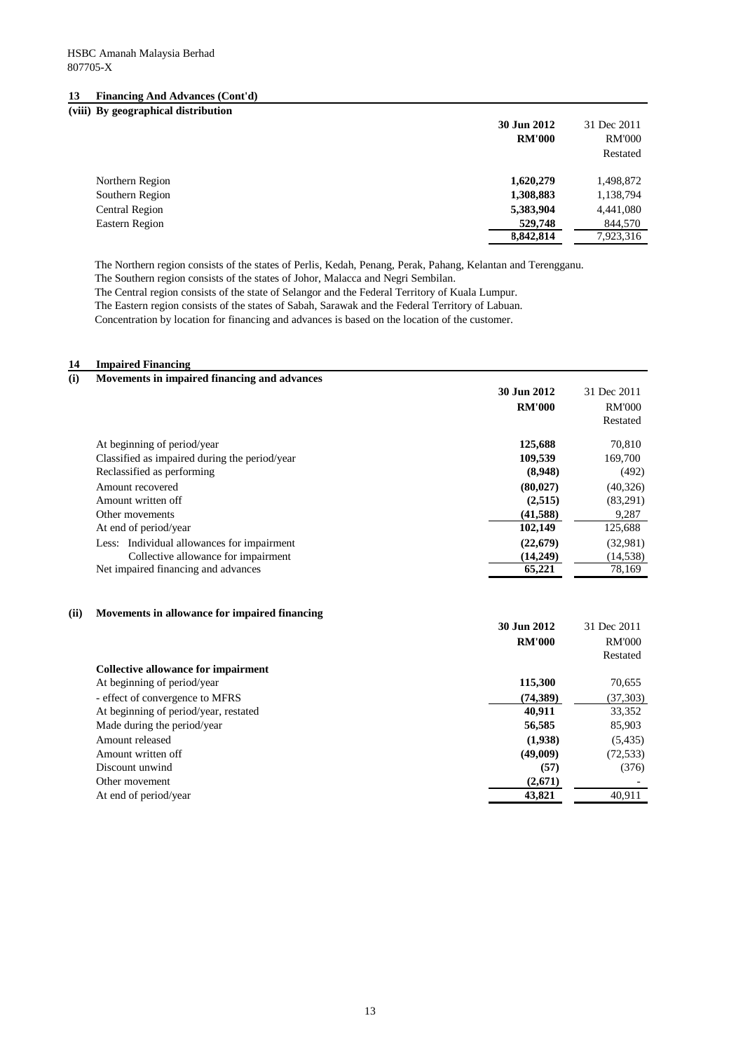HSBC Amanah Malaysia Berhad
807705-X

## 13 Financing And Advances (Cont'd)

### (viii) By geographical distribution

| | 30 Jun 2012 | 31 Dec 2011 |
|---|---|---|
| | RM'000 | RM'000 |
| | | Restated |
| Northern Region | **1,620,279** | 1,498,872 |
| Southern Region | **1,308,883** | 1,138,794 |
| Central Region | **5,383,904** | 4,441,080 |
| Eastern Region | **529,748** | 844,570 |
| | **8,842,814** | 7,923,316 |

The Northern region consists of the states of Perlis, Kedah, Penang, Perak, Pahang, Kelantan and Terengganu.
The Southern region consists of the states of Johor, Malacca and Negri Sembilan.
The Central region consists of the state of Selangor and the Federal Territory of Kuala Lumpur.
The Eastern region consists of the states of Sabah, Sarawak and the Federal Territory of Labuan.
Concentration by location for financing and advances is based on the location of the customer.

## 14 Impaired Financing

### (i) Movements in impaired financing and advances

| | 30 Jun 2012 | 31 Dec 2011 |
|---|---|---|
| | RM'000 | RM'000 |
| | | Restated |
| At beginning of period/year | **125,688** | 70,810 |
| Classified as impaired during the period/year | **109,539** | 169,700 |
| Reclassified as performing | **(8,948)** | (492) |
| Amount recovered | **(80,027)** | (40,326) |
| Amount written off | **(2,515)** | (83,291) |
| Other movements | **(41,588)** | 9,287 |
| At end of period/year | **102,149** | 125,688 |
| Less: Individual allowances for impairment | **(22,679)** | (32,981) |
| Collective allowance for impairment | **(14,249)** | (14,538) |
| Net impaired financing and advances | **65,221** | 78,169 |

### (ii) Movements in allowance for impaired financing

| | 30 Jun 2012 | 31 Dec 2011 |
|---|---|---|
| | RM'000 | RM'000 |
| | | Restated |
| **Collective allowance for impairment** | | |
| At beginning of period/year | **115,300** | 70,655 |
| - effect of convergence to MFRS | **(74,389)** | (37,303) |
| At beginning of period/year, restated | **40,911** | 33,352 |
| Made during the period/year | **56,585** | 85,903 |
| Amount released | **(1,938)** | (5,435) |
| Amount written off | **(49,009)** | (72,533) |
| Discount unwind | **(57)** | (376) |
| Other movement | **(2,671)** | - |
| At end of period/year | **43,821** | 40,911 |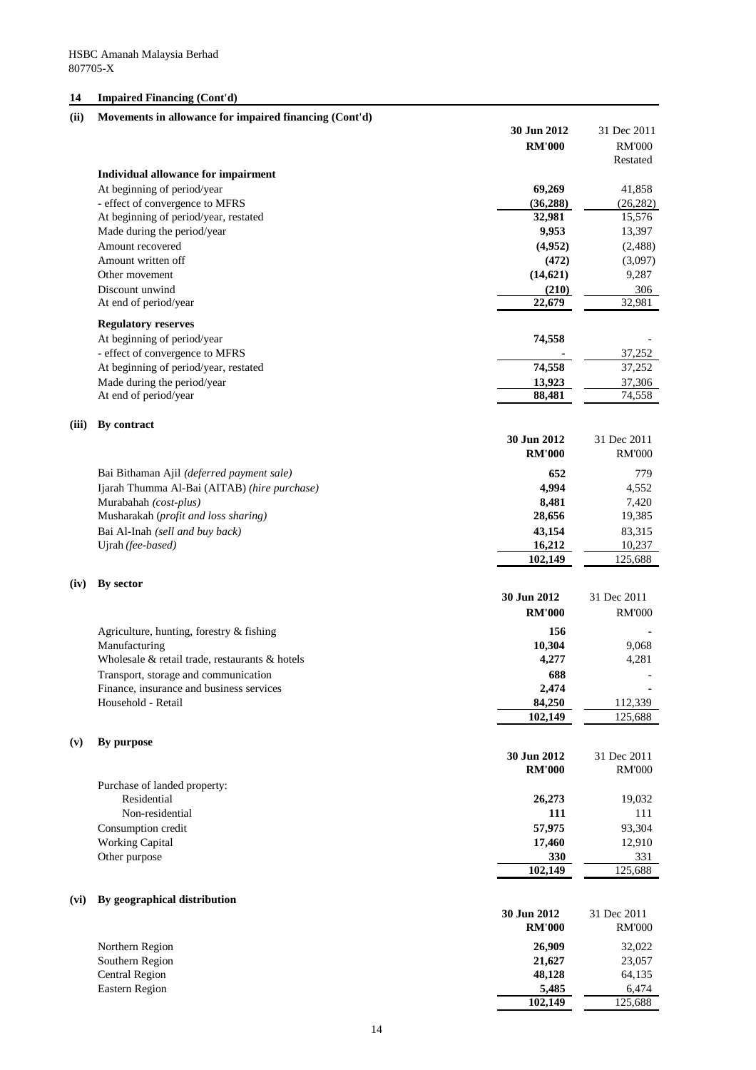HSBC Amanah Malaysia Berhad
807705-X

## 14 Impaired Financing (Cont'd)

### (ii) Movements in allowance for impaired financing (Cont'd)

| | 30 Jun 2012 RM'000 | 31 Dec 2011 RM'000 Restated |
|---|---|---|
| **Individual allowance for impairment** | | |
| At beginning of period/year | **69,269** | 41,858 |
| - effect of convergence to MFRS | **(36,288)** | (26,282) |
| At beginning of period/year, restated | **32,981** | 15,576 |
| Made during the period/year | **9,953** | 13,397 |
| Amount recovered | **(4,952)** | (2,488) |
| Amount written off | **(472)** | (3,097) |
| Other movement | **(14,621)** | 9,287 |
| Discount unwind | **(210)** | 306 |
| At end of period/year | **22,679** | 32,981 |
| **Regulatory reserves** | | |
| At beginning of period/year | **74,558** | - |
| - effect of convergence to MFRS | **-** | 37,252 |
| At beginning of period/year, restated | **74,558** | 37,252 |
| Made during the period/year | **13,923** | 37,306 |
| At end of period/year | **88,481** | 74,558 |

### (iii) By contract

| | 30 Jun 2012 RM'000 | 31 Dec 2011 RM'000 |
|---|---|---|
| Bai Bithaman Ajil *(deferred payment sale)* | **652** | 779 |
| Ijarah Thumma Al-Bai (AITAB) *(hire purchase)* | **4,994** | 4,552 |
| Murabahah *(cost-plus)* | **8,481** | 7,420 |
| Musharakah (*profit and loss sharing)* | **28,656** | 19,385 |
| Bai Al-Inah *(sell and buy back)* | **43,154** | 83,315 |
| Ujrah *(fee-based)* | **16,212** | 10,237 |
| | **102,149** | 125,688 |

### (iv) By sector

| | 30 Jun 2012 RM'000 | 31 Dec 2011 RM'000 |
|---|---|---|
| Agriculture, hunting, forestry & fishing | **156** | - |
| Manufacturing | **10,304** | 9,068 |
| Wholesale & retail trade, restaurants & hotels | **4,277** | 4,281 |
| Transport, storage and communication | **688** | - |
| Finance, insurance and business services | **2,474** | - |
| Household - Retail | **84,250** | 112,339 |
| | **102,149** | 125,688 |

### (v) By purpose

| | 30 Jun 2012 RM'000 | 31 Dec 2011 RM'000 |
|---|---|---|
| Purchase of landed property: | | |
| Residential | **26,273** | 19,032 |
| Non-residential | **111** | 111 |
| Consumption credit | **57,975** | 93,304 |
| Working Capital | **17,460** | 12,910 |
| Other purpose | **330** | 331 |
| | **102,149** | 125,688 |

### (vi) By geographical distribution

| | 30 Jun 2012 RM'000 | 31 Dec 2011 RM'000 |
|---|---|---|
| Northern Region | **26,909** | 32,022 |
| Southern Region | **21,627** | 23,057 |
| Central Region | **48,128** | 64,135 |
| Eastern Region | **5,485** | 6,474 |
| | **102,149** | 125,688 |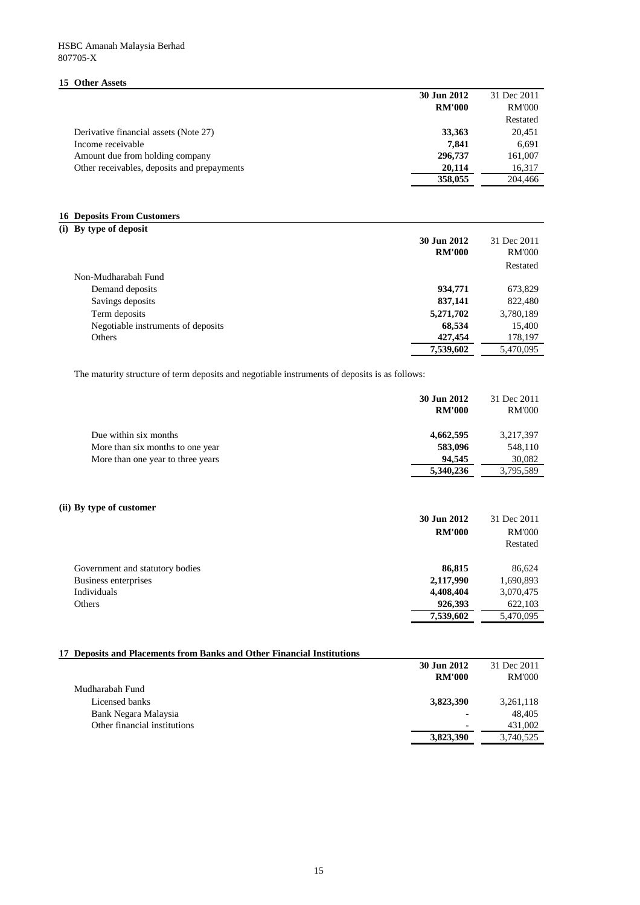HSBC Amanah Malaysia Berhad
807705-X

## 15 Other Assets

| | 30 Jun 2012 RM'000 | 31 Dec 2011 RM'000 Restated |
|---|---|---|
| Derivative financial assets (Note 27) | **33,363** | 20,451 |
| Income receivable | **7,841** | 6,691 |
| Amount due from holding company | **296,737** | 161,007 |
| Other receivables, deposits and prepayments | **20,114** | 16,317 |
| | **358,055** | 204,466 |

## 16 Deposits From Customers

### (i) By type of deposit

| | 30 Jun 2012 RM'000 | 31 Dec 2011 RM'000 Restated |
|---|---|---|
| Non-Mudharabah Fund | | |
| Demand deposits | **934,771** | 673,829 |
| Savings deposits | **837,141** | 822,480 |
| Term deposits | **5,271,702** | 3,780,189 |
| Negotiable instruments of deposits | **68,534** | 15,400 |
| Others | **427,454** | 178,197 |
| | **7,539,602** | 5,470,095 |

The maturity structure of term deposits and negotiable instruments of deposits is as follows:

| | 30 Jun 2012 RM'000 | 31 Dec 2011 RM'000 |
|---|---|---|
| Due within six months | **4,662,595** | 3,217,397 |
| More than six months to one year | **583,096** | 548,110 |
| More than one year to three years | **94,545** | 30,082 |
| | **5,340,236** | 3,795,589 |

### (ii) By type of customer

| | 30 Jun 2012 RM'000 | 31 Dec 2011 RM'000 Restated |
|---|---|---|
| Government and statutory bodies | **86,815** | 86,624 |
| Business enterprises | **2,117,990** | 1,690,893 |
| Individuals | **4,408,404** | 3,070,475 |
| Others | **926,393** | 622,103 |
| | **7,539,602** | 5,470,095 |

## 17 Deposits and Placements from Banks and Other Financial Institutions

| | 30 Jun 2012 RM'000 | 31 Dec 2011 RM'000 |
|---|---|---|
| Mudharabah Fund | | |
| Licensed banks | **3,823,390** | 3,261,118 |
| Bank Negara Malaysia | **-** | 48,405 |
| Other financial institutions | **-** | 431,002 |
| | **3,823,390** | 3,740,525 |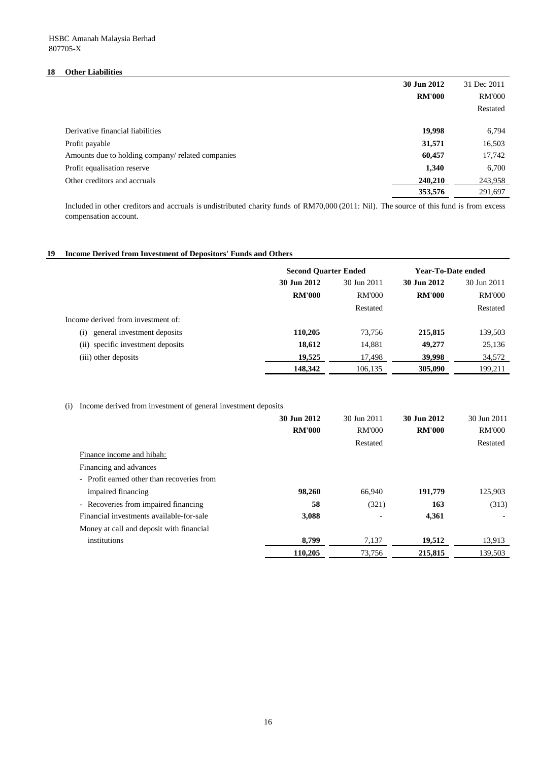HSBC Amanah Malaysia Berhad
807705-X

## 18 Other Liabilities

| | 30 Jun 2012 | 31 Dec 2011 |
|---|---|---|
| | RM'000 | RM'000 |
| | | Restated |
| Derivative financial liabilities | 19,998 | 6,794 |
| Profit payable | 31,571 | 16,503 |
| Amounts due to holding company/ related companies | 60,457 | 17,742 |
| Profit equalisation reserve | 1,340 | 6,700 |
| Other creditors and accruals | 240,210 | 243,958 |
| | 353,576 | 291,697 |

Included in other creditors and accruals is undistributed charity funds of RM70,000 (2011: Nil). The source of this fund is from excess compensation account.

## 19 Income Derived from Investment of Depositors' Funds and Others

| | Second Quarter Ended | | Year-To-Date ended | |
|---|---|---|---|---|
| | 30 Jun 2012 | 30 Jun 2011 | 30 Jun 2012 | 30 Jun 2011 |
| | RM'000 | RM'000 | RM'000 | RM'000 |
| | | Restated | | Restated |
| Income derived from investment of: | | | | |
| (i) general investment deposits | 110,205 | 73,756 | 215,815 | 139,503 |
| (ii) specific investment deposits | 18,612 | 14,881 | 49,277 | 25,136 |
| (iii) other deposits | 19,525 | 17,498 | 39,998 | 34,572 |
| | 148,342 | 106,135 | 305,090 | 199,211 |

(i) Income derived from investment of general investment deposits

| | 30 Jun 2012 | 30 Jun 2011 | 30 Jun 2012 | 30 Jun 2011 |
|---|---|---|---|---|
| | RM'000 | RM'000 | RM'000 | RM'000 |
| | | Restated | | Restated |
| Finance income and hibah: | | | | |
| Financing and advances | | | | |
| - Profit earned other than recoveries from impaired financing | 98,260 | 66,940 | 191,779 | 125,903 |
| - Recoveries from impaired financing | 58 | (321) | 163 | (313) |
| Financial investments available-for-sale | 3,088 | - | 4,361 | - |
| Money at call and deposit with financial institutions | 8,799 | 7,137 | 19,512 | 13,913 |
| | 110,205 | 73,756 | 215,815 | 139,503 |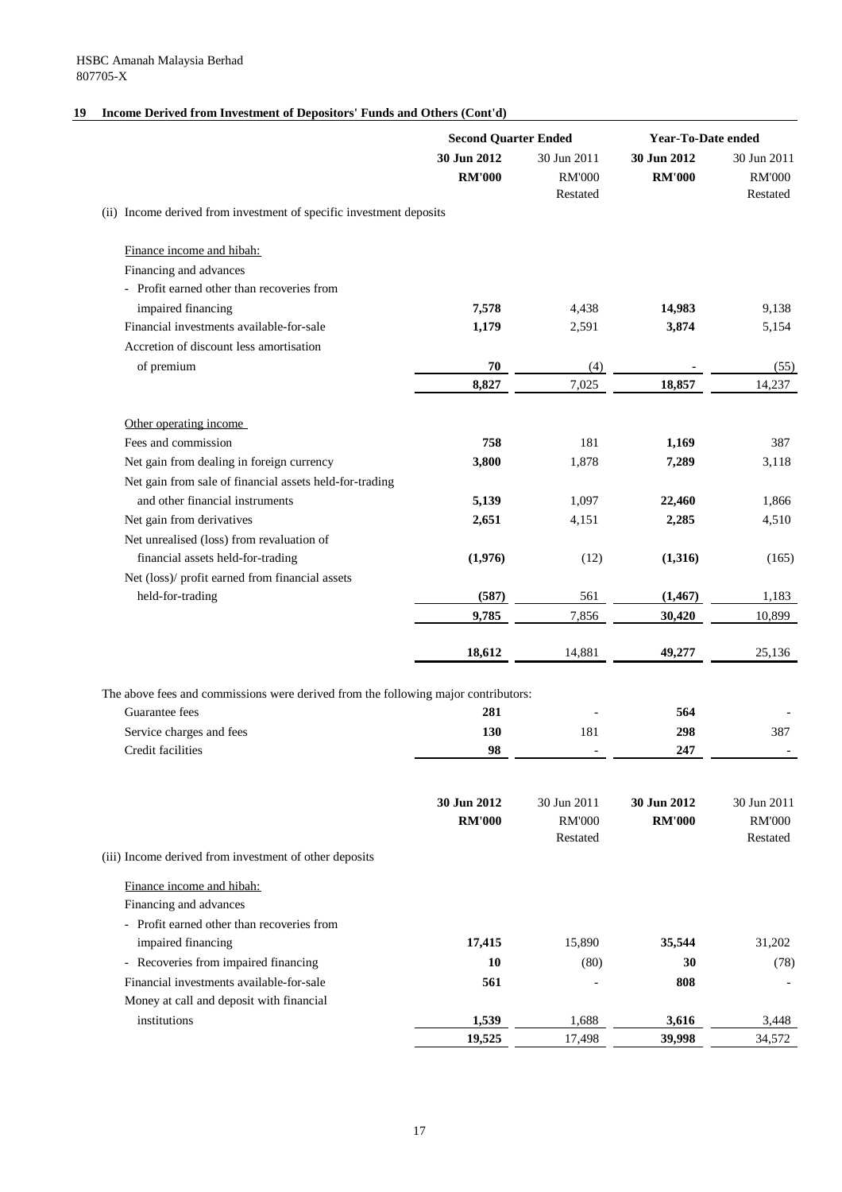## 19 Income Derived from Investment of Depositors' Funds and Others (Cont'd)

| | Second Quarter Ended | | Year-To-Date ended | |
|---|---|---|---|---|
| | **30 Jun 2012** | 30 Jun 2011 | **30 Jun 2012** | 30 Jun 2011 |
| | **RM'000** | RM'000 | **RM'000** | RM'000 |
| | | Restated | | Restated |
| (ii) Income derived from investment of specific investment deposits | | | | |
| Finance income and hibah: | | | | |
| Financing and advances | | | | |
| - Profit earned other than recoveries from impaired financing | **7,578** | 4,438 | **14,983** | 9,138 |
| Financial investments available-for-sale | **1,179** | 2,591 | **3,874** | 5,154 |
| Accretion of discount less amortisation of premium | **70** | (4) | **-** | (55) |
| | **8,827** | 7,025 | **18,857** | 14,237 |
| Other operating income | | | | |
| Fees and commission | **758** | 181 | **1,169** | 387 |
| Net gain from dealing in foreign currency | **3,800** | 1,878 | **7,289** | 3,118 |
| Net gain from sale of financial assets held-for-trading and other financial instruments | **5,139** | 1,097 | **22,460** | 1,866 |
| Net gain from derivatives | **2,651** | 4,151 | **2,285** | 4,510 |
| Net unrealised (loss) from revaluation of financial assets held-for-trading | **(1,976)** | (12) | **(1,316)** | (165) |
| Net (loss)/ profit earned from financial assets held-for-trading | **(587)** | 561 | **(1,467)** | 1,183 |
| | **9,785** | 7,856 | **30,420** | 10,899 |
| | **18,612** | 14,881 | **49,277** | 25,136 |

The above fees and commissions were derived from the following major contributors:

| | | | | |
|---|---|---|---|---|
| Guarantee fees | **281** | - | **564** | - |
| Service charges and fees | **130** | 181 | **298** | 387 |
| Credit facilities | **98** | - | **247** | - |

| | **30 Jun 2012** | 30 Jun 2011 | **30 Jun 2012** | 30 Jun 2011 |
|---|---|---|---|---|
| | **RM'000** | RM'000 | **RM'000** | RM'000 |
| | | Restated | | Restated |
| (iii) Income derived from investment of other deposits | | | | |
| Finance income and hibah: | | | | |
| Financing and advances | | | | |
| - Profit earned other than recoveries from impaired financing | **17,415** | 15,890 | **35,544** | 31,202 |
| - Recoveries from impaired financing | **10** | (80) | **30** | (78) |
| Financial investments available-for-sale | **561** | - | **808** | - |
| Money at call and deposit with financial institutions | **1,539** | 1,688 | **3,616** | 3,448 |
| | **19,525** | 17,498 | **39,998** | 34,572 |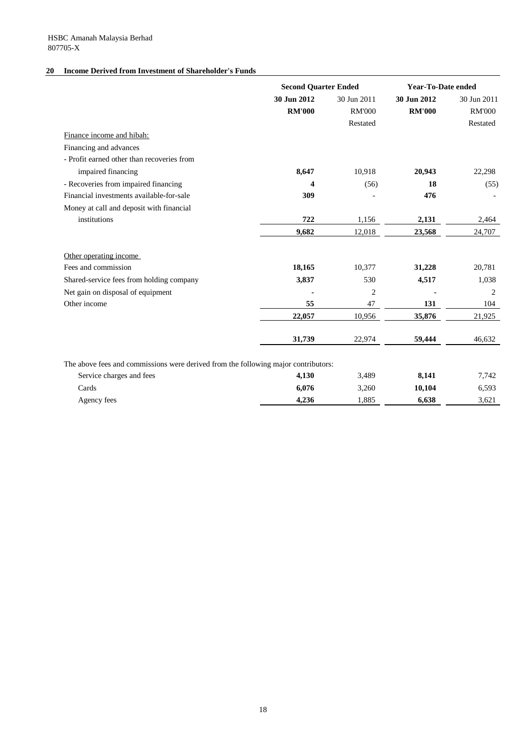HSBC Amanah Malaysia Berhad
807705-X

## 20 Income Derived from Investment of Shareholder's Funds

| | Second Quarter Ended | | Year-To-Date ended | |
|---|---|---|---|---|
| | **30 Jun 2012** | 30 Jun 2011 | **30 Jun 2012** | 30 Jun 2011 |
| | **RM'000** | RM'000 | **RM'000** | RM'000 |
| | | Restated | | Restated |
| Finance income and hibah: | | | | |
| Financing and advances | | | | |
| - Profit earned other than recoveries from impaired financing | **8,647** | 10,918 | **20,943** | 22,298 |
| - Recoveries from impaired financing | **4** | (56) | **18** | (55) |
| Financial investments available-for-sale | **309** | - | **476** | - |
| Money at call and deposit with financial institutions | **722** | 1,156 | **2,131** | 2,464 |
| | **9,682** | 12,018 | **23,568** | 24,707 |
| Other operating income | | | | |
| Fees and commission | **18,165** | 10,377 | **31,228** | 20,781 |
| Shared-service fees from holding company | **3,837** | 530 | **4,517** | 1,038 |
| Net gain on disposal of equipment | **-** | 2 | **-** | 2 |
| Other income | **55** | 47 | **131** | 104 |
| | **22,057** | 10,956 | **35,876** | 21,925 |
| | **31,739** | 22,974 | **59,444** | 46,632 |
| The above fees and commissions were derived from the following major contributors: | | | | |
| Service charges and fees | **4,130** | 3,489 | **8,141** | 7,742 |
| Cards | **6,076** | 3,260 | **10,104** | 6,593 |
| Agency fees | **4,236** | 1,885 | **6,638** | 3,621 |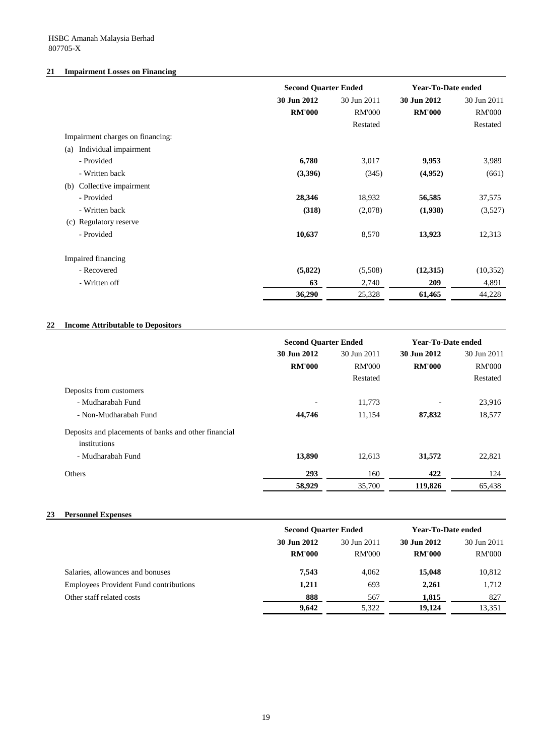HSBC Amanah Malaysia Berhad
807705-X

## 21 Impairment Losses on Financing

| | Second Quarter Ended | | Year-To-Date ended | |
|---|---|---|---|---|
| | **30 Jun 2012** | 30 Jun 2011 | **30 Jun 2012** | 30 Jun 2011 |
| | **RM'000** | RM'000 | **RM'000** | RM'000 |
| | | Restated | | Restated |
| Impairment charges on financing: | | | | |
| (a) Individual impairment | | | | |
| - Provided | **6,780** | 3,017 | **9,953** | 3,989 |
| - Written back | **(3,396)** | (345) | **(4,952)** | (661) |
| (b) Collective impairment | | | | |
| - Provided | **28,346** | 18,932 | **56,585** | 37,575 |
| - Written back | **(318)** | (2,078) | **(1,938)** | (3,527) |
| (c) Regulatory reserve | | | | |
| - Provided | **10,637** | 8,570 | **13,923** | 12,313 |
| Impaired financing | | | | |
| - Recovered | **(5,822)** | (5,508) | **(12,315)** | (10,352) |
| - Written off | **63** | 2,740 | **209** | 4,891 |
| | **36,290** | 25,328 | **61,465** | 44,228 |

## 22 Income Attributable to Depositors

| | Second Quarter Ended | | Year-To-Date ended | |
|---|---|---|---|---|
| | **30 Jun 2012** | 30 Jun 2011 | **30 Jun 2012** | 30 Jun 2011 |
| | **RM'000** | RM'000 | **RM'000** | RM'000 |
| | | Restated | | Restated |
| Deposits from customers | | | | |
| - Mudharabah Fund | **-** | 11,773 | **-** | 23,916 |
| - Non-Mudharabah Fund | **44,746** | 11,154 | **87,832** | 18,577 |
| Deposits and placements of banks and other financial institutions | | | | |
| - Mudharabah Fund | **13,890** | 12,613 | **31,572** | 22,821 |
| Others | **293** | 160 | **422** | 124 |
| | **58,929** | 35,700 | **119,826** | 65,438 |

## 23 Personnel Expenses

| | Second Quarter Ended | | Year-To-Date ended | |
|---|---|---|---|---|
| | **30 Jun 2012** | 30 Jun 2011 | **30 Jun 2012** | 30 Jun 2011 |
| | **RM'000** | RM'000 | **RM'000** | RM'000 |
| Salaries, allowances and bonuses | **7,543** | 4,062 | **15,048** | 10,812 |
| Employees Provident Fund contributions | **1,211** | 693 | **2,261** | 1,712 |
| Other staff related costs | **888** | 567 | **1,815** | 827 |
| | **9,642** | 5,322 | **19,124** | 13,351 |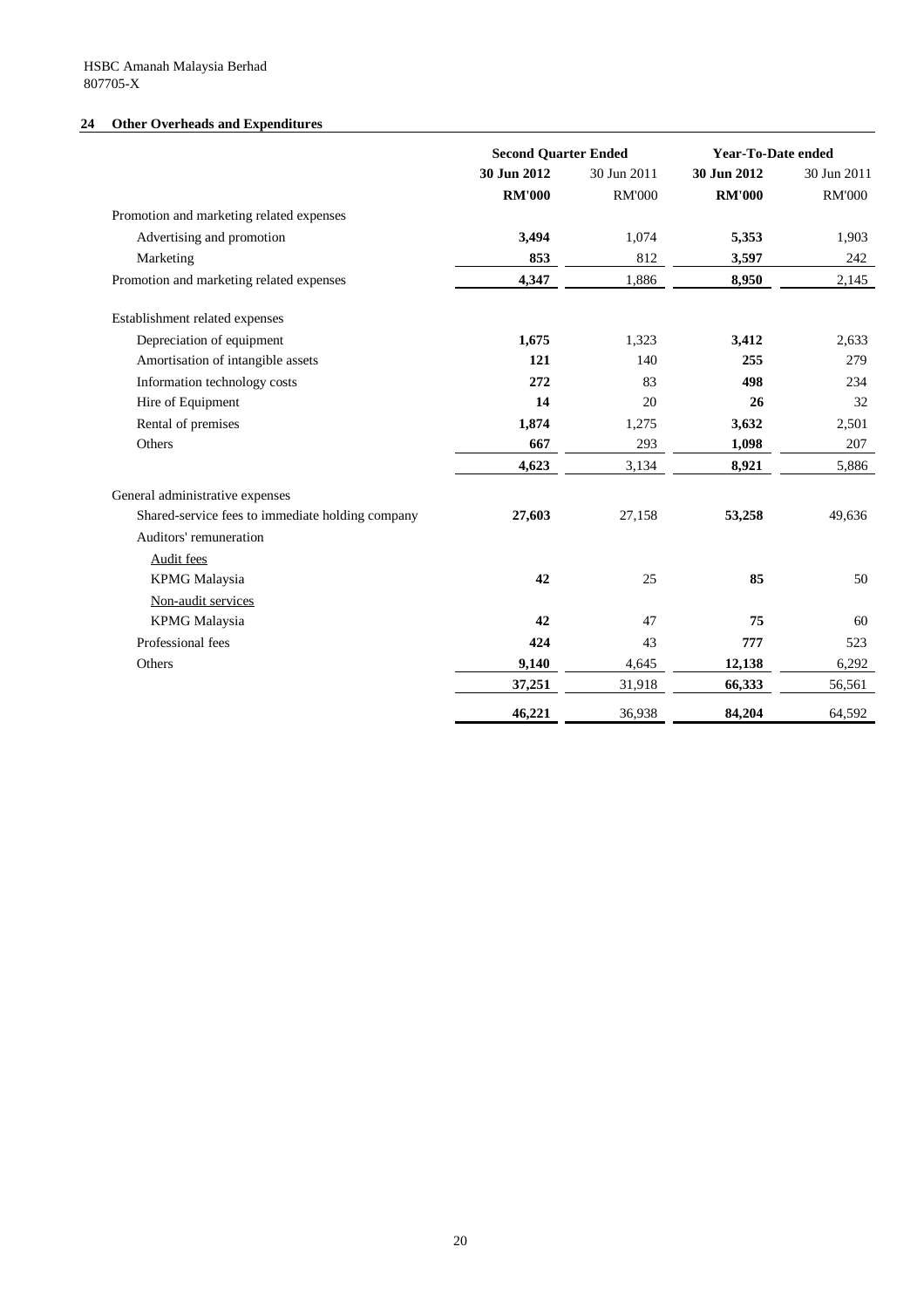HSBC Amanah Malaysia Berhad
807705-X

## 24 Other Overheads and Expenditures

| | Second Quarter Ended | | Year-To-Date ended | |
|---|---|---|---|---|
| | **30 Jun 2012** | 30 Jun 2011 | **30 Jun 2012** | 30 Jun 2011 |
| | **RM'000** | RM'000 | **RM'000** | RM'000 |
| Promotion and marketing related expenses | | | | |
| Advertising and promotion | **3,494** | 1,074 | **5,353** | 1,903 |
| Marketing | **853** | 812 | **3,597** | 242 |
| Promotion and marketing related expenses | **4,347** | 1,886 | **8,950** | 2,145 |
| | | | | |
| Establishment related expenses | | | | |
| Depreciation of equipment | **1,675** | 1,323 | **3,412** | 2,633 |
| Amortisation of intangible assets | **121** | 140 | **255** | 279 |
| Information technology costs | **272** | 83 | **498** | 234 |
| Hire of Equipment | **14** | 20 | **26** | 32 |
| Rental of premises | **1,874** | 1,275 | **3,632** | 2,501 |
| Others | **667** | 293 | **1,098** | 207 |
| | **4,623** | 3,134 | **8,921** | 5,886 |
| | | | | |
| General administrative expenses | | | | |
| Shared-service fees to immediate holding company | **27,603** | 27,158 | **53,258** | 49,636 |
| Auditors' remuneration | | | | |
| Audit fees | | | | |
| KPMG Malaysia | **42** | 25 | **85** | 50 |
| Non-audit services | | | | |
| KPMG Malaysia | **42** | 47 | **75** | 60 |
| Professional fees | **424** | 43 | **777** | 523 |
| Others | **9,140** | 4,645 | **12,138** | 6,292 |
| | **37,251** | 31,918 | **66,333** | 56,561 |
| | | | | |
| | **46,221** | 36,938 | **84,204** | 64,592 |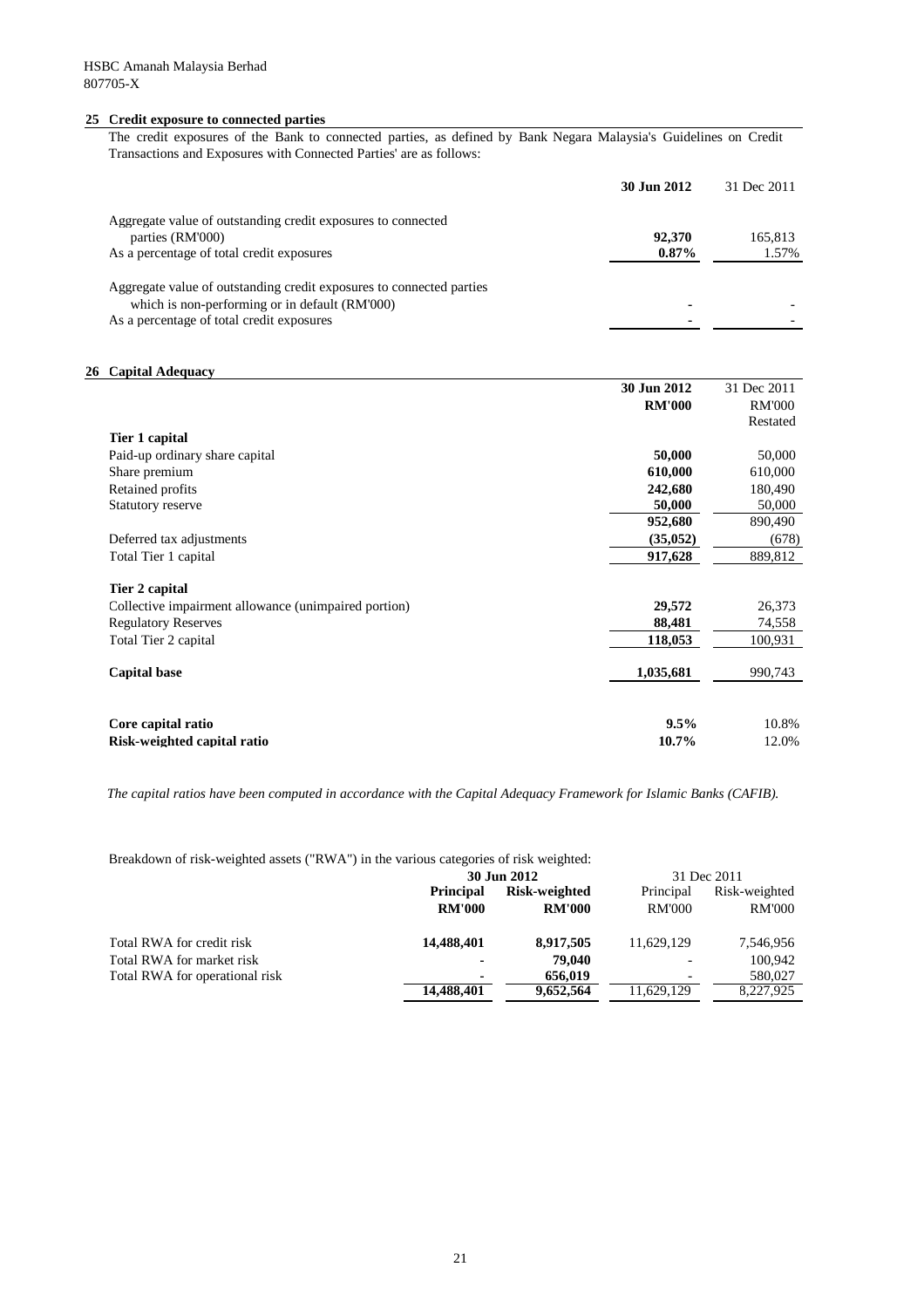HSBC Amanah Malaysia Berhad
807705-X

## 25 Credit exposure to connected parties

The credit exposures of the Bank to connected parties, as defined by Bank Negara Malaysia's Guidelines on Credit Transactions and Exposures with Connected Parties' are as follows:

| | **30 Jun 2012** | 31 Dec 2011 |
|---|---|---|
| Aggregate value of outstanding credit exposures to connected parties (RM'000) | **92,370** | 165,813 |
| As a percentage of total credit exposures | **0.87%** | 1.57% |
| Aggregate value of outstanding credit exposures to connected parties which is non-performing or in default (RM'000) | **-** | - |
| As a percentage of total credit exposures | **-** | - |

## 26 Capital Adequacy

| | **30 Jun 2012** | 31 Dec 2011 |
|---|---|---|
| | **RM'000** | RM'000 |
| | | Restated |
| **Tier 1 capital** | | |
| Paid-up ordinary share capital | **50,000** | 50,000 |
| Share premium | **610,000** | 610,000 |
| Retained profits | **242,680** | 180,490 |
| Statutory reserve | **50,000** | 50,000 |
| | **952,680** | 890,490 |
| Deferred tax adjustments | **(35,052)** | (678) |
| Total Tier 1 capital | **917,628** | 889,812 |
| **Tier 2 capital** | | |
| Collective impairment allowance (unimpaired portion) | **29,572** | 26,373 |
| Regulatory Reserves | **88,481** | 74,558 |
| Total Tier 2 capital | **118,053** | 100,931 |
| **Capital base** | **1,035,681** | 990,743 |
| **Core capital ratio** | **9.5%** | 10.8% |
| **Risk-weighted capital ratio** | **10.7%** | 12.0% |

*The capital ratios have been computed in accordance with the Capital Adequacy Framework for Islamic Banks (CAFIB).*

Breakdown of risk-weighted assets ("RWA") in the various categories of risk weighted:

| | **30 Jun 2012** | | 31 Dec 2011 | |
|---|---|---|---|---|
| | **Principal** | **Risk-weighted** | Principal | Risk-weighted |
| | **RM'000** | **RM'000** | RM'000 | RM'000 |
| Total RWA for credit risk | **14,488,401** | **8,917,505** | 11,629,129 | 7,546,956 |
| Total RWA for market risk | **-** | **79,040** | - | 100,942 |
| Total RWA for operational risk | **-** | **656,019** | - | 580,027 |
| | **14,488,401** | **9,652,564** | 11,629,129 | 8,227,925 |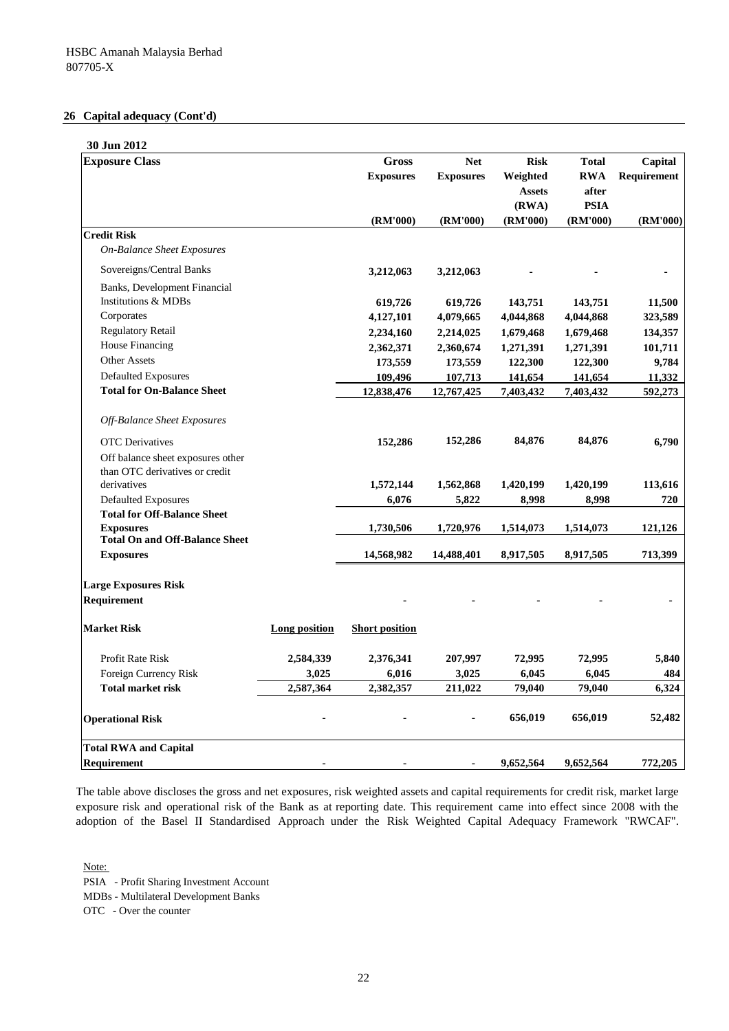HSBC Amanah Malaysia Berhad
807705-X

## 26 Capital adequacy (Cont'd)

**30 Jun 2012**

| Exposure Class | | Gross Exposures (RM'000) | Net Exposures (RM'000) | Risk Weighted Assets (RWA) (RM'000) | Total RWA after PSIA (RM'000) | Capital Requirement (RM'000) |
|---|---|---|---|---|---|---|
| **Credit Risk** | | | | | | |
| *On-Balance Sheet Exposures* | | | | | | |
| Sovereigns/Central Banks | | 3,212,063 | 3,212,063 | - | - | - |
| Banks, Development Financial Institutions & MDBs | | 619,726 | 619,726 | 143,751 | 143,751 | 11,500 |
| Corporates | | 4,127,101 | 4,079,665 | 4,044,868 | 4,044,868 | 323,589 |
| Regulatory Retail | | 2,234,160 | 2,214,025 | 1,679,468 | 1,679,468 | 134,357 |
| House Financing | | 2,362,371 | 2,360,674 | 1,271,391 | 1,271,391 | 101,711 |
| Other Assets | | 173,559 | 173,559 | 122,300 | 122,300 | 9,784 |
| Defaulted Exposures | | 109,496 | 107,713 | 141,654 | 141,654 | 11,332 |
| **Total for On-Balance Sheet** | | **12,838,476** | **12,767,425** | **7,403,432** | **7,403,432** | **592,273** |
| *Off-Balance Sheet Exposures* | | | | | | |
| OTC Derivatives | | 152,286 | 152,286 | 84,876 | 84,876 | 6,790 |
| Off balance sheet exposures other than OTC derivatives or credit derivatives | | 1,572,144 | 1,562,868 | 1,420,199 | 1,420,199 | 113,616 |
| Defaulted Exposures | | 6,076 | 5,822 | 8,998 | 8,998 | 720 |
| **Total for Off-Balance Sheet Exposures** | | **1,730,506** | **1,720,976** | **1,514,073** | **1,514,073** | **121,126** |
| **Total On and Off-Balance Sheet Exposures** | | **14,568,982** | **14,488,401** | **8,917,505** | **8,917,505** | **713,399** |
| **Large Exposures Risk Requirement** | | - | - | - | - | - |
| **Market Risk** | **Long position** | **Short position** | | | | |
| Profit Rate Risk | 2,584,339 | 2,376,341 | 207,997 | 72,995 | 72,995 | 5,840 |
| Foreign Currency Risk | 3,025 | 6,016 | 3,025 | 6,045 | 6,045 | 484 |
| **Total market risk** | **2,587,364** | **2,382,357** | **211,022** | **79,040** | **79,040** | **6,324** |
| **Operational Risk** | - | - | - | 656,019 | 656,019 | 52,482 |
| **Total RWA and Capital Requirement** | - | - | - | **9,652,564** | **9,652,564** | **772,205** |

The table above discloses the gross and net exposures, risk weighted assets and capital requirements for credit risk, market large exposure risk and operational risk of the Bank as at reporting date. This requirement came into effect since 2008 with the adoption of the Basel II Standardised Approach under the Risk Weighted Capital Adequacy Framework "RWCAF".

Note:
PSIA - Profit Sharing Investment Account
MDBs - Multilateral Development Banks
OTC - Over the counter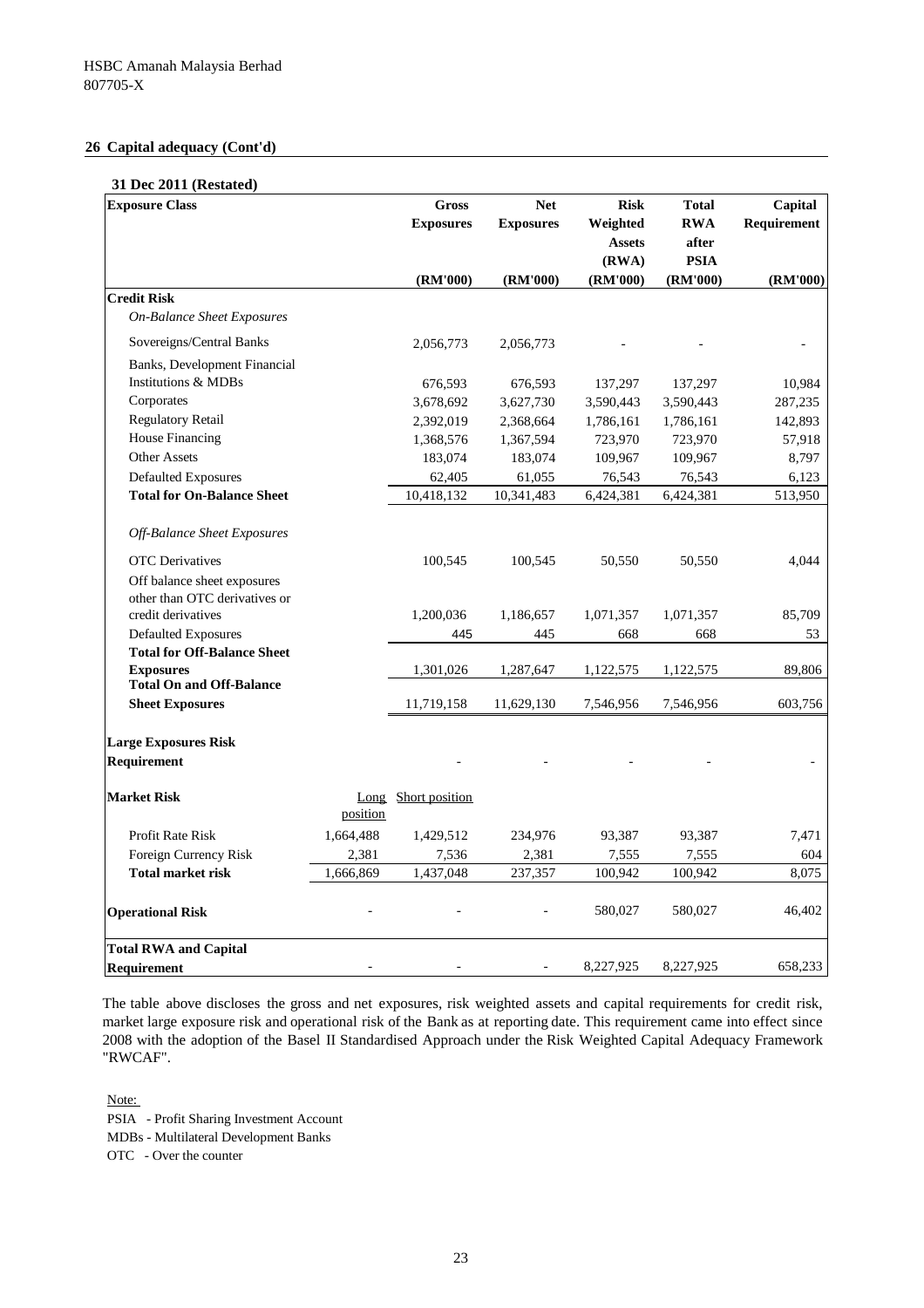HSBC Amanah Malaysia Berhad
807705-X

## 26 Capital adequacy (Cont'd)

**31 Dec 2011 (Restated)**

| Exposure Class | | Gross Exposures (RM'000) | Net Exposures (RM'000) | Risk Weighted Assets (RWA) (RM'000) | Total RWA after PSIA (RM'000) | Capital Requirement (RM'000) |
|---|---|---|---|---|---|---|
| **Credit Risk** | | | | | | |
| *On-Balance Sheet Exposures* | | | | | | |
| Sovereigns/Central Banks | | 2,056,773 | 2,056,773 | - | - | - |
| Banks, Development Financial Institutions & MDBs | | 676,593 | 676,593 | 137,297 | 137,297 | 10,984 |
| Corporates | | 3,678,692 | 3,627,730 | 3,590,443 | 3,590,443 | 287,235 |
| Regulatory Retail | | 2,392,019 | 2,368,664 | 1,786,161 | 1,786,161 | 142,893 |
| House Financing | | 1,368,576 | 1,367,594 | 723,970 | 723,970 | 57,918 |
| Other Assets | | 183,074 | 183,074 | 109,967 | 109,967 | 8,797 |
| Defaulted Exposures | | 62,405 | 61,055 | 76,543 | 76,543 | 6,123 |
| **Total for On-Balance Sheet** | | 10,418,132 | 10,341,483 | 6,424,381 | 6,424,381 | 513,950 |
| *Off-Balance Sheet Exposures* | | | | | | |
| OTC Derivatives | | 100,545 | 100,545 | 50,550 | 50,550 | 4,044 |
| Off balance sheet exposures other than OTC derivatives or credit derivatives | | 1,200,036 | 1,186,657 | 1,071,357 | 1,071,357 | 85,709 |
| Defaulted Exposures | | 445 | 445 | 668 | 668 | 53 |
| **Total for Off-Balance Sheet Exposures** | | 1,301,026 | 1,287,647 | 1,122,575 | 1,122,575 | 89,806 |
| **Total On and Off-Balance Sheet Exposures** | | 11,719,158 | 11,629,130 | 7,546,956 | 7,546,956 | 603,756 |
| **Large Exposures Risk Requirement** | | - | - | - | - | - |
| **Market Risk** | Long position | Short position | | | | |
| Profit Rate Risk | 1,664,488 | 1,429,512 | 234,976 | 93,387 | 93,387 | 7,471 |
| Foreign Currency Risk | 2,381 | 7,536 | 2,381 | 7,555 | 7,555 | 604 |
| **Total market risk** | 1,666,869 | 1,437,048 | 237,357 | 100,942 | 100,942 | 8,075 |
| **Operational Risk** | - | - | - | 580,027 | 580,027 | 46,402 |
| **Total RWA and Capital Requirement** | - | - | - | 8,227,925 | 8,227,925 | 658,233 |

The table above discloses the gross and net exposures, risk weighted assets and capital requirements for credit risk, market large exposure risk and operational risk of the Bank as at reporting date. This requirement came into effect since 2008 with the adoption of the Basel II Standardised Approach under the Risk Weighted Capital Adequacy Framework "RWCAF".

Note:
PSIA - Profit Sharing Investment Account
MDBs - Multilateral Development Banks
OTC - Over the counter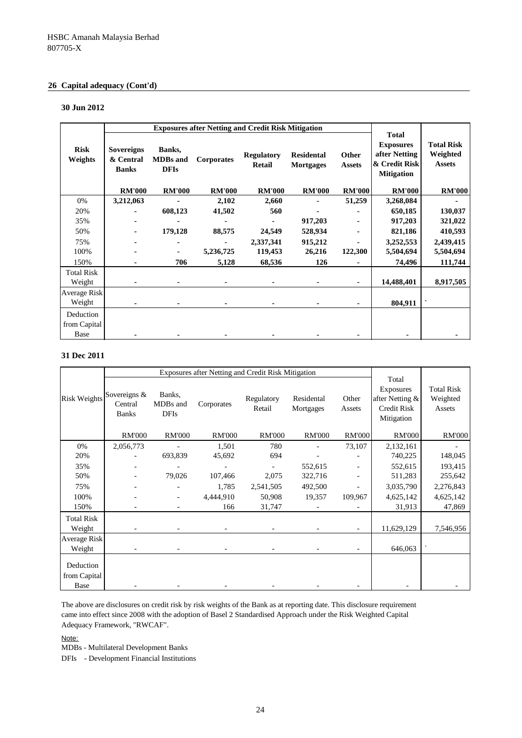HSBC Amanah Malaysia Berhad
807705-X

## 26 Capital adequacy (Cont'd)

### 30 Jun 2012

| Risk Weights | Exposures after Netting and Credit Risk Mitigation | | | | | | Total Exposures after Netting & Credit Risk Mitigation | Total Risk Weighted Assets |
|---|---|---|---|---|---|---|---|---|
| | Sovereigns & Central Banks | Banks, MDBs and DFIs | Corporates | Regulatory Retail | Residental Mortgages | Other Assets | | |
| | RM'000 | RM'000 | RM'000 | RM'000 | RM'000 | RM'000 | RM'000 | RM'000 |
| 0% | 3,212,063 | - | 2,102 | 2,660 | - | 51,259 | 3,268,084 | - |
| 20% | - | 608,123 | 41,502 | 560 | - | - | 650,185 | 130,037 |
| 35% | - | - | - | - | 917,203 | - | 917,203 | 321,022 |
| 50% | - | 179,128 | 88,575 | 24,549 | 528,934 | - | 821,186 | 410,593 |
| 75% | - | - | - | 2,337,341 | 915,212 | - | 3,252,553 | 2,439,415 |
| 100% | - | - | 5,236,725 | 119,453 | 26,216 | 122,300 | 5,504,694 | 5,504,694 |
| 150% | - | 706 | 5,128 | 68,536 | 126 | - | 74,496 | 111,744 |
| Total Risk Weight | - | - | - | - | - | - | 14,488,401 | 8,917,505 |
| Average Risk Weight | - | - | - | - | - | - | 804,911 | ` |
| Deduction from Capital Base | - | - | - | - | - | - | - | - |

### 31 Dec 2011

| Risk Weights | Exposures after Netting and Credit Risk Mitigation | | | | | | Total Exposures after Netting & Credit Risk Mitigation | Total Risk Weighted Assets |
|---|---|---|---|---|---|---|---|---|
| | Sovereigns & Central Banks | Banks, MDBs and DFIs | Corporates | Regulatory Retail | Residental Mortgages | Other Assets | | |
| | RM'000 | RM'000 | RM'000 | RM'000 | RM'000 | RM'000 | RM'000 | RM'000 |
| 0% | 2,056,773 | - | 1,501 | 780 | - | 73,107 | 2,132,161 | - |
| 20% | - | 693,839 | 45,692 | 694 | - | - | 740,225 | 148,045 |
| 35% | - | - | - | - | 552,615 | - | 552,615 | 193,415 |
| 50% | - | 79,026 | 107,466 | 2,075 | 322,716 | - | 511,283 | 255,642 |
| 75% | - | - | 1,785 | 2,541,505 | 492,500 | - | 3,035,790 | 2,276,843 |
| 100% | - | - | 4,444,910 | 50,908 | 19,357 | 109,967 | 4,625,142 | 4,625,142 |
| 150% | - | - | 166 | 31,747 | - | - | 31,913 | 47,869 |
| Total Risk Weight | - | - | - | - | - | - | 11,629,129 | 7,546,956 |
| Average Risk Weight | - | - | - | - | - | - | 646,063 | ` |
| Deduction from Capital Base | - | - | - | - | - | - | - | - |

The above are disclosures on credit risk by risk weights of the Bank as at reporting date. This disclosure requirement came into effect since 2008 with the adoption of Basel 2 Standardised Approach under the Risk Weighted Capital Adequacy Framework, "RWCAF".

Note:

MDBs - Multilateral Development Banks

DFIs - Development Financial Institutions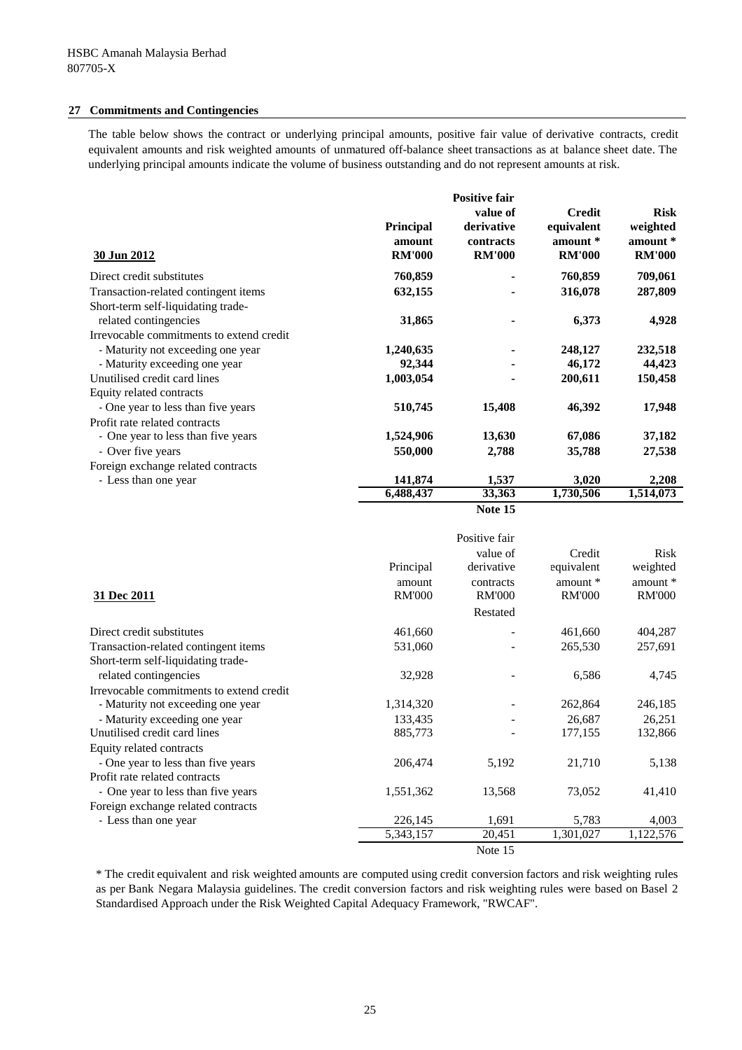HSBC Amanah Malaysia Berhad
807705-X

## 27 Commitments and Contingencies

The table below shows the contract or underlying principal amounts, positive fair value of derivative contracts, credit equivalent amounts and risk weighted amounts of unmatured off-balance sheet transactions as at balance sheet date. The underlying principal amounts indicate the volume of business outstanding and do not represent amounts at risk.

| **30 Jun 2012** | **Principal amount RM'000** | **Positive fair value of derivative contracts RM'000** | **Credit equivalent amount * RM'000** | **Risk weighted amount * RM'000** |
|---|---|---|---|---|
| Direct credit substitutes | **760,859** | **-** | **760,859** | **709,061** |
| Transaction-related contingent items | **632,155** | **-** | **316,078** | **287,809** |
| Short-term self-liquidating trade-related contingencies | **31,865** | **-** | **6,373** | **4,928** |
| Irrevocable commitments to extend credit | | | | |
| - Maturity not exceeding one year | **1,240,635** | **-** | **248,127** | **232,518** |
| - Maturity exceeding one year | **92,344** | **-** | **46,172** | **44,423** |
| Unutilised credit card lines | **1,003,054** | **-** | **200,611** | **150,458** |
| Equity related contracts | | | | |
| - One year to less than five years | **510,745** | **15,408** | **46,392** | **17,948** |
| Profit rate related contracts | | | | |
| - One year to less than five years | **1,524,906** | **13,630** | **67,086** | **37,182** |
| - Over five years | **550,000** | **2,788** | **35,788** | **27,538** |
| Foreign exchange related contracts | | | | |
| - Less than one year | **141,874** | **1,537** | **3,020** | **2,208** |
| | **6,488,437** | **33,363** | **1,730,506** | **1,514,073** |
| | | **Note 15** | | |

| 31 Dec 2011 | Principal amount RM'000 | Positive fair value of derivative contracts RM'000 Restated | Credit equivalent amount * RM'000 | Risk weighted amount * RM'000 |
|---|---|---|---|---|
| Direct credit substitutes | 461,660 | - | 461,660 | 404,287 |
| Transaction-related contingent items | 531,060 | - | 265,530 | 257,691 |
| Short-term self-liquidating trade-related contingencies | 32,928 | - | 6,586 | 4,745 |
| Irrevocable commitments to extend credit | | | | |
| - Maturity not exceeding one year | 1,314,320 | - | 262,864 | 246,185 |
| - Maturity exceeding one year | 133,435 | - | 26,687 | 26,251 |
| Unutilised credit card lines | 885,773 | - | 177,155 | 132,866 |
| Equity related contracts | | | | |
| - One year to less than five years | 206,474 | 5,192 | 21,710 | 5,138 |
| Profit rate related contracts | | | | |
| - One year to less than five years | 1,551,362 | 13,568 | 73,052 | 41,410 |
| Foreign exchange related contracts | | | | |
| - Less than one year | 226,145 | 1,691 | 5,783 | 4,003 |
| | 5,343,157 | 20,451 | 1,301,027 | 1,122,576 |
| | | Note 15 | | |

* The credit equivalent and risk weighted amounts are computed using credit conversion factors and risk weighting rules as per Bank Negara Malaysia guidelines. The credit conversion factors and risk weighting rules were based on Basel 2 Standardised Approach under the Risk Weighted Capital Adequacy Framework, "RWCAF".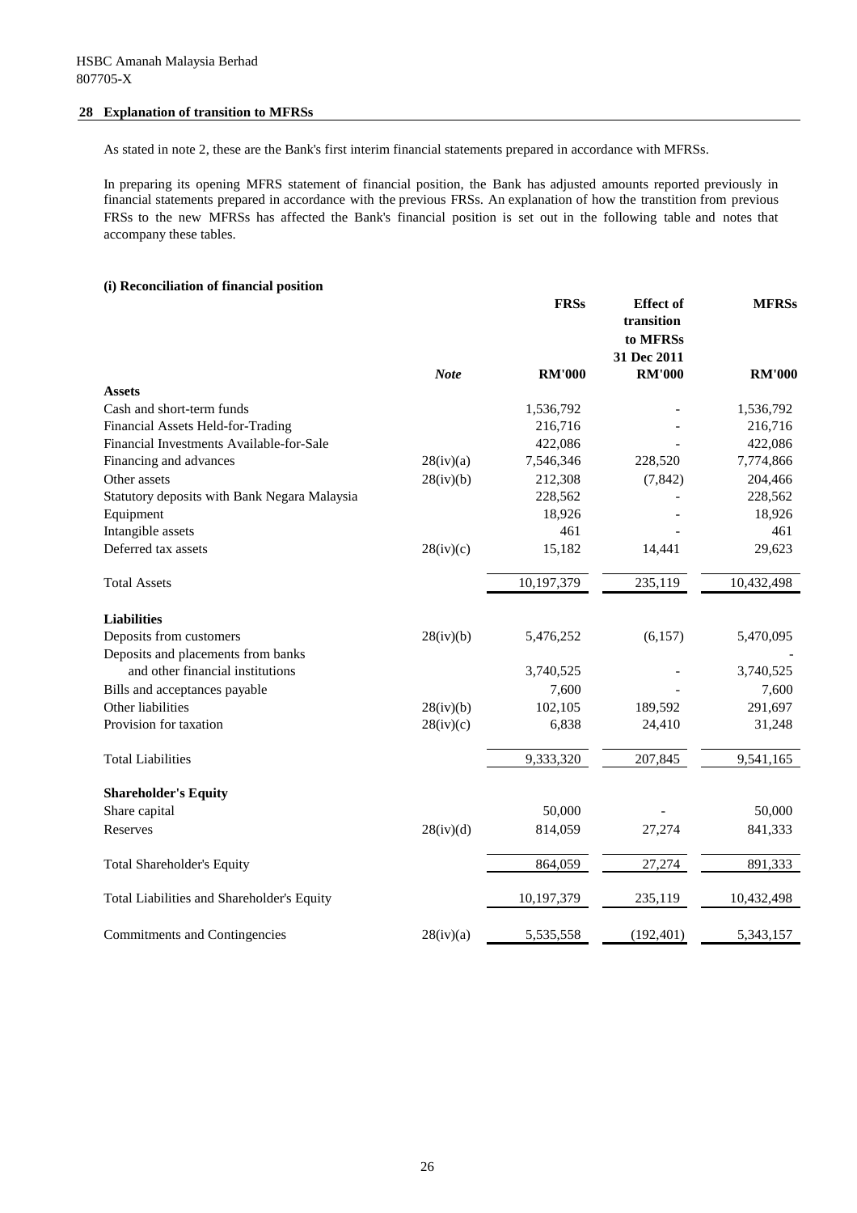HSBC Amanah Malaysia Berhad
807705-X

## 28 Explanation of transition to MFRSs

As stated in note 2, these are the Bank's first interim financial statements prepared in accordance with MFRSs.

In preparing its opening MFRS statement of financial position, the Bank has adjusted amounts reported previously in financial statements prepared in accordance with the previous FRSs. An explanation of how the transtition from previous FRSs to the new MFRSs has affected the Bank's financial position is set out in the following table and notes that accompany these tables.

### (i) Reconciliation of financial position

| | *Note* | FRSs RM'000 | Effect of transition to MFRSs 31 Dec 2011 RM'000 | MFRSs RM'000 |
|---|---|---|---|---|
| **Assets** | | | | |
| Cash and short-term funds | | 1,536,792 | - | 1,536,792 |
| Financial Assets Held-for-Trading | | 216,716 | - | 216,716 |
| Financial Investments Available-for-Sale | | 422,086 | - | 422,086 |
| Financing and advances | 28(iv)(a) | 7,546,346 | 228,520 | 7,774,866 |
| Other assets | 28(iv)(b) | 212,308 | (7,842) | 204,466 |
| Statutory deposits with Bank Negara Malaysia | | 228,562 | - | 228,562 |
| Equipment | | 18,926 | - | 18,926 |
| Intangible assets | | 461 | - | 461 |
| Deferred tax assets | 28(iv)(c) | 15,182 | 14,441 | 29,623 |
| Total Assets | | 10,197,379 | 235,119 | 10,432,498 |
| **Liabilities** | | | | |
| Deposits from customers | 28(iv)(b) | 5,476,252 | (6,157) | 5,470,095 |
| Deposits and placements from banks and other financial institutions | | 3,740,525 | - | 3,740,525 |
| Bills and acceptances payable | | 7,600 | - | 7,600 |
| Other liabilities | 28(iv)(b) | 102,105 | 189,592 | 291,697 |
| Provision for taxation | 28(iv)(c) | 6,838 | 24,410 | 31,248 |
| Total Liabilities | | 9,333,320 | 207,845 | 9,541,165 |
| **Shareholder's Equity** | | | | |
| Share capital | | 50,000 | - | 50,000 |
| Reserves | 28(iv)(d) | 814,059 | 27,274 | 841,333 |
| Total Shareholder's Equity | | 864,059 | 27,274 | 891,333 |
| Total Liabilities and Shareholder's Equity | | 10,197,379 | 235,119 | 10,432,498 |
| Commitments and Contingencies | 28(iv)(a) | 5,535,558 | (192,401) | 5,343,157 |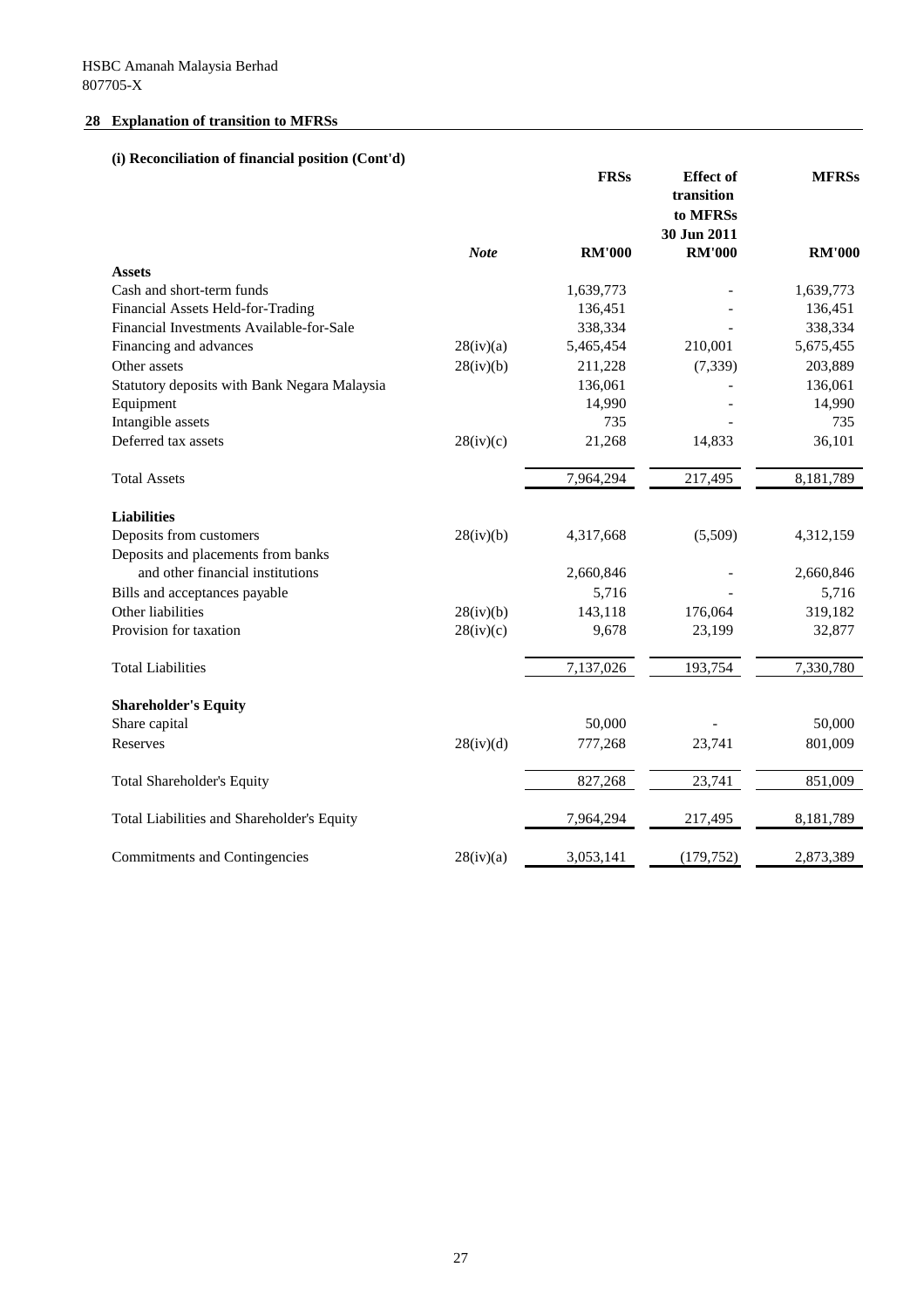HSBC Amanah Malaysia Berhad
807705-X

## 28 Explanation of transition to MFRSs

### (i) Reconciliation of financial position (Cont'd)

| | *Note* | FRSs<br>RM'000 | Effect of transition to MFRSs 30 Jun 2011<br>RM'000 | MFRSs<br>RM'000 |
|---|---|---|---|---|
| **Assets** | | | | |
| Cash and short-term funds | | 1,639,773 | - | 1,639,773 |
| Financial Assets Held-for-Trading | | 136,451 | - | 136,451 |
| Financial Investments Available-for-Sale | | 338,334 | - | 338,334 |
| Financing and advances | 28(iv)(a) | 5,465,454 | 210,001 | 5,675,455 |
| Other assets | 28(iv)(b) | 211,228 | (7,339) | 203,889 |
| Statutory deposits with Bank Negara Malaysia | | 136,061 | - | 136,061 |
| Equipment | | 14,990 | - | 14,990 |
| Intangible assets | | 735 | - | 735 |
| Deferred tax assets | 28(iv)(c) | 21,268 | 14,833 | 36,101 |
| Total Assets | | 7,964,294 | 217,495 | 8,181,789 |
| **Liabilities** | | | | |
| Deposits from customers | 28(iv)(b) | 4,317,668 | (5,509) | 4,312,159 |
| Deposits and placements from banks and other financial institutions | | 2,660,846 | - | 2,660,846 |
| Bills and acceptances payable | | 5,716 | - | 5,716 |
| Other liabilities | 28(iv)(b) | 143,118 | 176,064 | 319,182 |
| Provision for taxation | 28(iv)(c) | 9,678 | 23,199 | 32,877 |
| Total Liabilities | | 7,137,026 | 193,754 | 7,330,780 |
| **Shareholder's Equity** | | | | |
| Share capital | | 50,000 | - | 50,000 |
| Reserves | 28(iv)(d) | 777,268 | 23,741 | 801,009 |
| Total Shareholder's Equity | | 827,268 | 23,741 | 851,009 |
| Total Liabilities and Shareholder's Equity | | 7,964,294 | 217,495 | 8,181,789 |
| Commitments and Contingencies | 28(iv)(a) | 3,053,141 | (179,752) | 2,873,389 |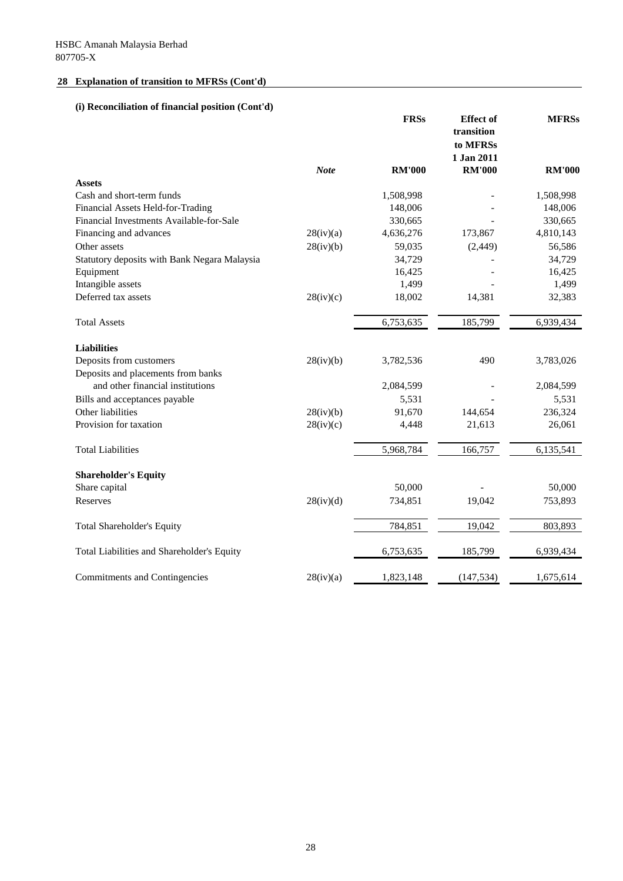HSBC Amanah Malaysia Berhad
807705-X

## 28 Explanation of transition to MFRSs (Cont'd)

### (i) Reconciliation of financial position (Cont'd)

| | *Note* | FRSs RM'000 | Effect of transition to MFRSs 1 Jan 2011 RM'000 | MFRSs RM'000 |
|---|---|---|---|---|
| **Assets** | | | | |
| Cash and short-term funds | | 1,508,998 | - | 1,508,998 |
| Financial Assets Held-for-Trading | | 148,006 | - | 148,006 |
| Financial Investments Available-for-Sale | | 330,665 | - | 330,665 |
| Financing and advances | 28(iv)(a) | 4,636,276 | 173,867 | 4,810,143 |
| Other assets | 28(iv)(b) | 59,035 | (2,449) | 56,586 |
| Statutory deposits with Bank Negara Malaysia | | 34,729 | - | 34,729 |
| Equipment | | 16,425 | - | 16,425 |
| Intangible assets | | 1,499 | - | 1,499 |
| Deferred tax assets | 28(iv)(c) | 18,002 | 14,381 | 32,383 |
| Total Assets | | 6,753,635 | 185,799 | 6,939,434 |
| **Liabilities** | | | | |
| Deposits from customers | 28(iv)(b) | 3,782,536 | 490 | 3,783,026 |
| Deposits and placements from banks and other financial institutions | | 2,084,599 | - | 2,084,599 |
| Bills and acceptances payable | | 5,531 | - | 5,531 |
| Other liabilities | 28(iv)(b) | 91,670 | 144,654 | 236,324 |
| Provision for taxation | 28(iv)(c) | 4,448 | 21,613 | 26,061 |
| Total Liabilities | | 5,968,784 | 166,757 | 6,135,541 |
| **Shareholder's Equity** | | | | |
| Share capital | | 50,000 | - | 50,000 |
| Reserves | 28(iv)(d) | 734,851 | 19,042 | 753,893 |
| Total Shareholder's Equity | | 784,851 | 19,042 | 803,893 |
| Total Liabilities and Shareholder's Equity | | 6,753,635 | 185,799 | 6,939,434 |
| Commitments and Contingencies | 28(iv)(a) | 1,823,148 | (147,534) | 1,675,614 |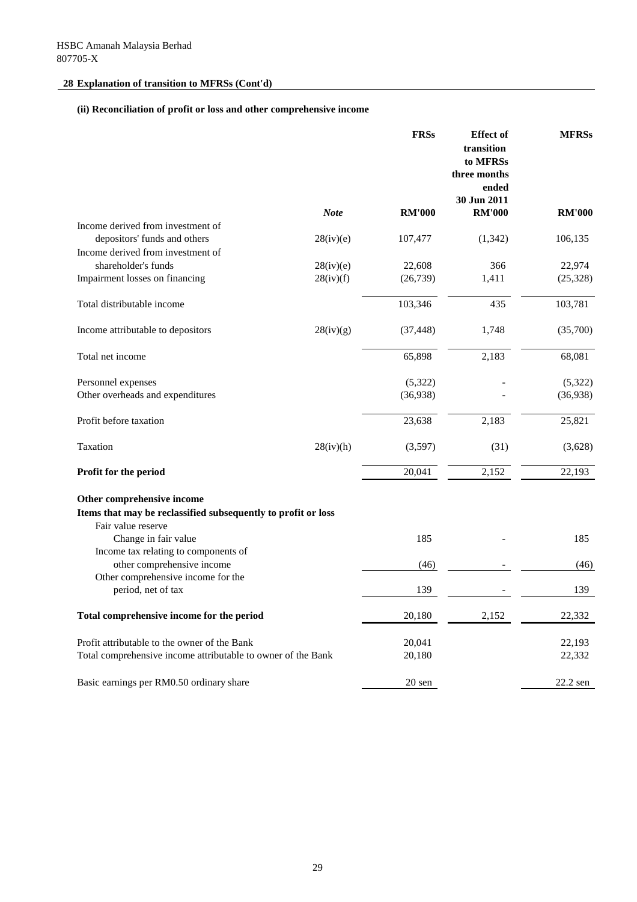HSBC Amanah Malaysia Berhad
807705-X

## 28 Explanation of transition to MFRSs (Cont'd)

### (ii) Reconciliation of profit or loss and other comprehensive income

| | *Note* | FRSs RM'000 | Effect of transition to MFRSs three months ended 30 Jun 2011 RM'000 | MFRSs RM'000 |
|---|---|---|---|---|
| Income derived from investment of depositors' funds and others | 28(iv)(e) | 107,477 | (1,342) | 106,135 |
| Income derived from investment of shareholder's funds | 28(iv)(e) | 22,608 | 366 | 22,974 |
| Impairment losses on financing | 28(iv)(f) | (26,739) | 1,411 | (25,328) |
| Total distributable income | | 103,346 | 435 | 103,781 |
| Income attributable to depositors | 28(iv)(g) | (37,448) | 1,748 | (35,700) |
| Total net income | | 65,898 | 2,183 | 68,081 |
| Personnel expenses | | (5,322) | - | (5,322) |
| Other overheads and expenditures | | (36,938) | - | (36,938) |
| Profit before taxation | | 23,638 | 2,183 | 25,821 |
| Taxation | 28(iv)(h) | (3,597) | (31) | (3,628) |
| **Profit for the period** | | 20,041 | 2,152 | 22,193 |
| **Other comprehensive income** | | | | |
| **Items that may be reclassified subsequently to profit or loss** | | | | |
| Fair value reserve | | | | |
| Change in fair value | | 185 | - | 185 |
| Income tax relating to components of other comprehensive income | | (46) | - | (46) |
| Other comprehensive income for the period, net of tax | | 139 | - | 139 |
| **Total comprehensive income for the period** | | 20,180 | 2,152 | 22,332 |
| Profit attributable to the owner of the Bank | | 20,041 | | 22,193 |
| Total comprehensive income attributable to owner of the Bank | | 20,180 | | 22,332 |
| Basic earnings per RM0.50 ordinary share | | 20 sen | | 22.2 sen |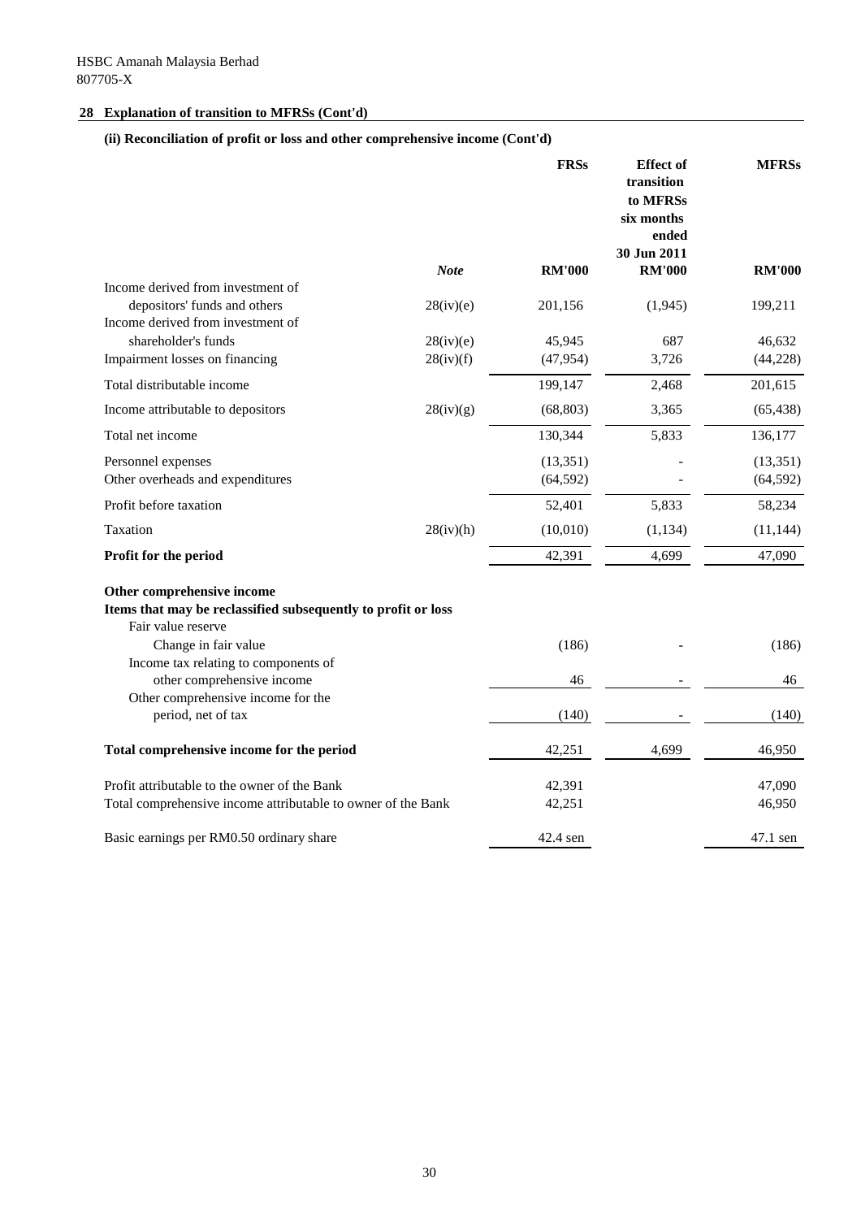HSBC Amanah Malaysia Berhad
807705-X

## 28 Explanation of transition to MFRSs (Cont'd)

### (ii) Reconciliation of profit or loss and other comprehensive income (Cont'd)

| | *Note* | FRSs RM'000 | Effect of transition to MFRSs six months ended 30 Jun 2011 RM'000 | MFRSs RM'000 |
|---|---|---|---|---|
| Income derived from investment of depositors' funds and others | 28(iv)(e) | 201,156 | (1,945) | 199,211 |
| Income derived from investment of shareholder's funds | 28(iv)(e) | 45,945 | 687 | 46,632 |
| Impairment losses on financing | 28(iv)(f) | (47,954) | 3,726 | (44,228) |
| Total distributable income | | 199,147 | 2,468 | 201,615 |
| Income attributable to depositors | 28(iv)(g) | (68,803) | 3,365 | (65,438) |
| Total net income | | 130,344 | 5,833 | 136,177 |
| Personnel expenses | | (13,351) | - | (13,351) |
| Other overheads and expenditures | | (64,592) | - | (64,592) |
| Profit before taxation | | 52,401 | 5,833 | 58,234 |
| Taxation | 28(iv)(h) | (10,010) | (1,134) | (11,144) |
| **Profit for the period** | | 42,391 | 4,699 | 47,090 |
| **Other comprehensive income** | | | | |
| **Items that may be reclassified subsequently to profit or loss** | | | | |
| Fair value reserve | | | | |
| Change in fair value | | (186) | - | (186) |
| Income tax relating to components of other comprehensive income | | 46 | - | 46 |
| Other comprehensive income for the period, net of tax | | (140) | - | (140) |
| **Total comprehensive income for the period** | | 42,251 | 4,699 | 46,950 |
| Profit attributable to the owner of the Bank | | 42,391 | | 47,090 |
| Total comprehensive income attributable to owner of the Bank | | 42,251 | | 46,950 |
| Basic earnings per RM0.50 ordinary share | | 42.4 sen | | 47.1 sen |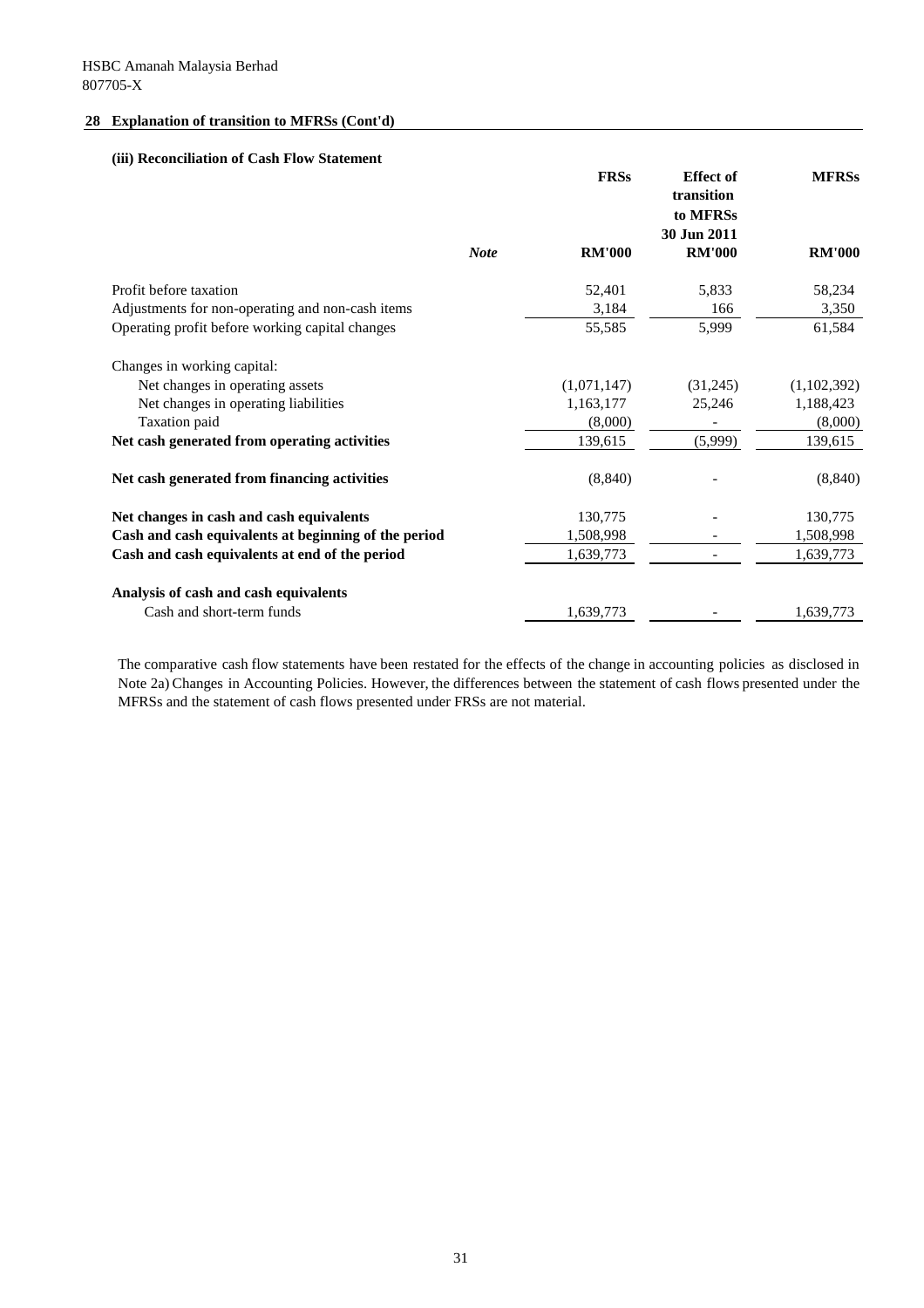HSBC Amanah Malaysia Berhad
807705-X

## 28 Explanation of transition to MFRSs (Cont'd)

### (iii) Reconciliation of Cash Flow Statement

| | *Note* | FRSs<br>RM'000 | Effect of transition to MFRSs 30 Jun 2011<br>RM'000 | MFRSs<br>RM'000 |
|---|---|---|---|---|
| Profit before taxation | | 52,401 | 5,833 | 58,234 |
| Adjustments for non-operating and non-cash items | | 3,184 | 166 | 3,350 |
| Operating profit before working capital changes | | 55,585 | 5,999 | 61,584 |
| | | | | |
| Changes in working capital: | | | | |
| Net changes in operating assets | | (1,071,147) | (31,245) | (1,102,392) |
| Net changes in operating liabilities | | 1,163,177 | 25,246 | 1,188,423 |
| Taxation paid | | (8,000) | - | (8,000) |
| **Net cash generated from operating activities** | | 139,615 | (5,999) | 139,615 |
| | | | | |
| **Net cash generated from financing activities** | | (8,840) | - | (8,840) |
| | | | | |
| **Net changes in cash and cash equivalents** | | 130,775 | - | 130,775 |
| **Cash and cash equivalents at beginning of the period** | | 1,508,998 | - | 1,508,998 |
| **Cash and cash equivalents at end of the period** | | 1,639,773 | - | 1,639,773 |
| | | | | |
| **Analysis of cash and cash equivalents** | | | | |
| Cash and short-term funds | | 1,639,773 | - | 1,639,773 |

The comparative cash flow statements have been restated for the effects of the change in accounting policies as disclosed in Note 2a) Changes in Accounting Policies. However, the differences between the statement of cash flows presented under the MFRSs and the statement of cash flows presented under FRSs are not material.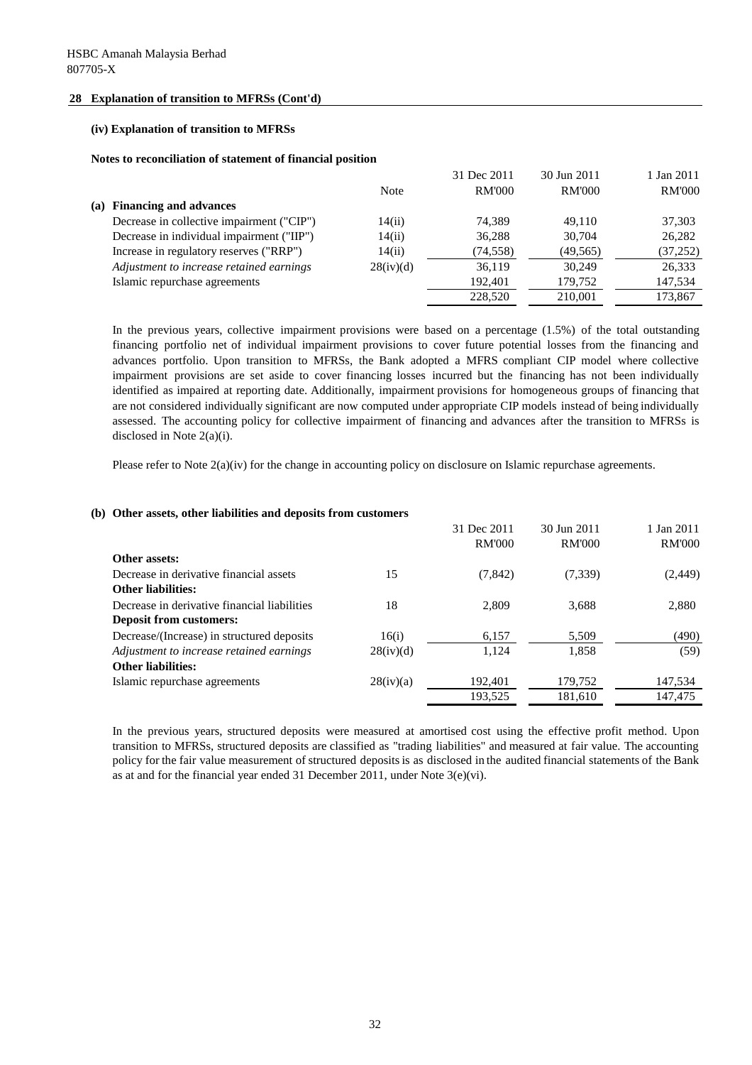HSBC Amanah Malaysia Berhad
807705-X

## 28 Explanation of transition to MFRSs (Cont'd)

### (iv) Explanation of transition to MFRSs

**Notes to reconciliation of statement of financial position**

| | Note | 31 Dec 2011 RM'000 | 30 Jun 2011 RM'000 | 1 Jan 2011 RM'000 |
|---|---|---|---|---|
| **(a) Financing and advances** | | | | |
| Decrease in collective impairment ("CIP") | 14(ii) | 74,389 | 49,110 | 37,303 |
| Decrease in individual impairment ("IIP") | 14(ii) | 36,288 | 30,704 | 26,282 |
| Increase in regulatory reserves ("RRP") | 14(ii) | (74,558) | (49,565) | (37,252) |
| *Adjustment to increase retained earnings* | 28(iv)(d) | 36,119 | 30,249 | 26,333 |
| Islamic repurchase agreements | | 192,401 | 179,752 | 147,534 |
| | | 228,520 | 210,001 | 173,867 |

In the previous years, collective impairment provisions were based on a percentage (1.5%) of the total outstanding financing portfolio net of individual impairment provisions to cover future potential losses from the financing and advances portfolio. Upon transition to MFRSs, the Bank adopted a MFRS compliant CIP model where collective impairment provisions are set aside to cover financing losses incurred but the financing has not been individually identified as impaired at reporting date. Additionally, impairment provisions for homogeneous groups of financing that are not considered individually significant are now computed under appropriate CIP models instead of being individually assessed. The accounting policy for collective impairment of financing and advances after the transition to MFRSs is disclosed in Note 2(a)(i).

Please refer to Note 2(a)(iv) for the change in accounting policy on disclosure on Islamic repurchase agreements.

**(b) Other assets, other liabilities and deposits from customers**

| | Note | 31 Dec 2011 RM'000 | 30 Jun 2011 RM'000 | 1 Jan 2011 RM'000 |
|---|---|---|---|---|
| **Other assets:** | | | | |
| Decrease in derivative financial assets | 15 | (7,842) | (7,339) | (2,449) |
| **Other liabilities:** | | | | |
| Decrease in derivative financial liabilities | 18 | 2,809 | 3,688 | 2,880 |
| **Deposit from customers:** | | | | |
| Decrease/(Increase) in structured deposits | 16(i) | 6,157 | 5,509 | (490) |
| *Adjustment to increase retained earnings* | 28(iv)(d) | 1,124 | 1,858 | (59) |
| **Other liabilities:** | | | | |
| Islamic repurchase agreements | 28(iv)(a) | 192,401 | 179,752 | 147,534 |
| | | 193,525 | 181,610 | 147,475 |

In the previous years, structured deposits were measured at amortised cost using the effective profit method. Upon transition to MFRSs, structured deposits are classified as "trading liabilities" and measured at fair value. The accounting policy for the fair value measurement of structured deposits is as disclosed in the audited financial statements of the Bank as at and for the financial year ended 31 December 2011, under Note 3(e)(vi).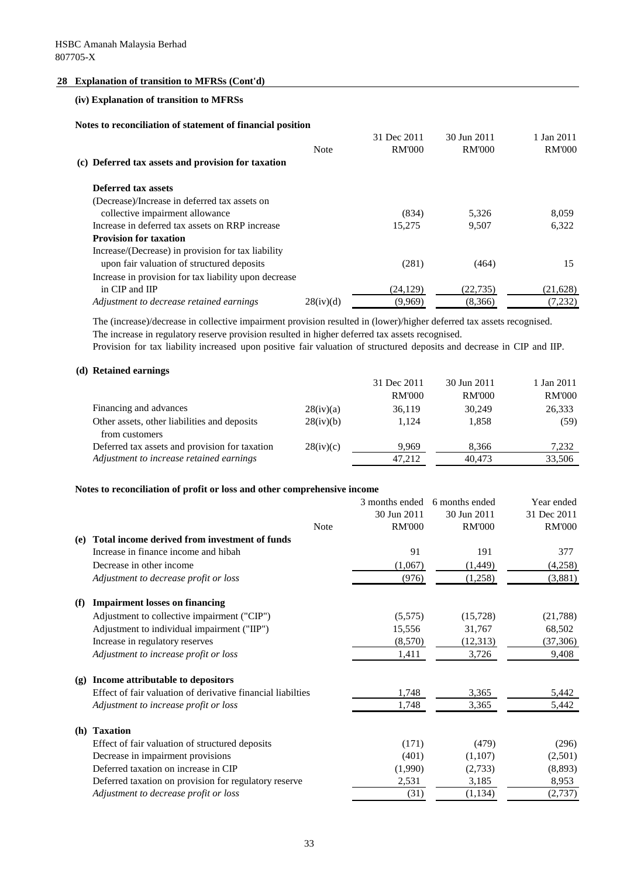HSBC Amanah Malaysia Berhad
807705-X

## 28 Explanation of transition to MFRSs (Cont'd)

### (iv) Explanation of transition to MFRSs

**Notes to reconciliation of statement of financial position**

| | Note | 31 Dec 2011 RM'000 | 30 Jun 2011 RM'000 | 1 Jan 2011 RM'000 |
|---|---|---|---|---|
| **(c) Deferred tax assets and provision for taxation** | | | | |
| **Deferred tax assets** | | | | |
| (Decrease)/Increase in deferred tax assets on collective impairment allowance | | (834) | 5,326 | 8,059 |
| Increase in deferred tax assets on RRP increase | | 15,275 | 9,507 | 6,322 |
| **Provision for taxation** | | | | |
| Increase/(Decrease) in provision for tax liability upon fair valuation of structured deposits | | (281) | (464) | 15 |
| Increase in provision for tax liability upon decrease in CIP and IIP | | (24,129) | (22,735) | (21,628) |
| *Adjustment to decrease retained earnings* | 28(iv)(d) | (9,969) | (8,366) | (7,232) |

The (increase)/decrease in collective impairment provision resulted in (lower)/higher deferred tax assets recognised.
The increase in regulatory reserve provision resulted in higher deferred tax assets recognised.
Provision for tax liability increased upon positive fair valuation of structured deposits and decrease in CIP and IIP.

**(d) Retained earnings**

| | Note | 31 Dec 2011 RM'000 | 30 Jun 2011 RM'000 | 1 Jan 2011 RM'000 |
|---|---|---|---|---|
| Financing and advances | 28(iv)(a) | 36,119 | 30,249 | 26,333 |
| Other assets, other liabilities and deposits from customers | 28(iv)(b) | 1,124 | 1,858 | (59) |
| Deferred tax assets and provision for taxation | 28(iv)(c) | 9,969 | 8,366 | 7,232 |
| *Adjustment to increase retained earnings* | | 47,212 | 40,473 | 33,506 |

**Notes to reconciliation of profit or loss and other comprehensive income**

| | Note | 3 months ended 30 Jun 2011 RM'000 | 6 months ended 30 Jun 2011 RM'000 | Year ended 31 Dec 2011 RM'000 |
|---|---|---|---|---|
| **(e) Total income derived from investment of funds** | | | | |
| Increase in finance income and hibah | | 91 | 191 | 377 |
| Decrease in other income | | (1,067) | (1,449) | (4,258) |
| *Adjustment to decrease profit or loss* | | (976) | (1,258) | (3,881) |
| **(f) Impairment losses on financing** | | | | |
| Adjustment to collective impairment ("CIP") | | (5,575) | (15,728) | (21,788) |
| Adjustment to individual impairment ("IIP") | | 15,556 | 31,767 | 68,502 |
| Increase in regulatory reserves | | (8,570) | (12,313) | (37,306) |
| *Adjustment to increase profit or loss* | | 1,411 | 3,726 | 9,408 |
| **(g) Income attributable to depositors** | | | | |
| Effect of fair valuation of derivative financial liabilties | | 1,748 | 3,365 | 5,442 |
| *Adjustment to increase profit or loss* | | 1,748 | 3,365 | 5,442 |
| **(h) Taxation** | | | | |
| Effect of fair valuation of structured deposits | | (171) | (479) | (296) |
| Decrease in impairment provisions | | (401) | (1,107) | (2,501) |
| Deferred taxation on increase in CIP | | (1,990) | (2,733) | (8,893) |
| Deferred taxation on provision for regulatory reserve | | 2,531 | 3,185 | 8,953 |
| *Adjustment to decrease profit or loss* | | (31) | (1,134) | (2,737) |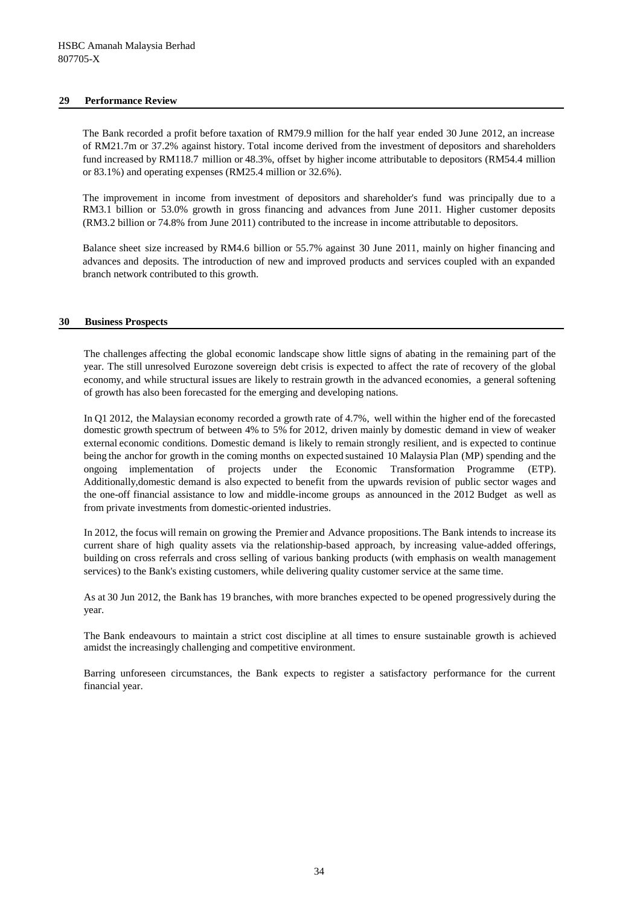## 29 Performance Review

The Bank recorded a profit before taxation of RM79.9 million for the half year ended 30 June 2012, an increase of RM21.7m or 37.2% against history. Total income derived from the investment of depositors and shareholders fund increased by RM118.7 million or 48.3%, offset by higher income attributable to depositors (RM54.4 million or 83.1%) and operating expenses (RM25.4 million or 32.6%).

The improvement in income from investment of depositors and shareholder's fund was principally due to a RM3.1 billion or 53.0% growth in gross financing and advances from June 2011. Higher customer deposits (RM3.2 billion or 74.8% from June 2011) contributed to the increase in income attributable to depositors.

Balance sheet size increased by RM4.6 billion or 55.7% against 30 June 2011, mainly on higher financing and advances and deposits. The introduction of new and improved products and services coupled with an expanded branch network contributed to this growth.

## 30 Business Prospects

The challenges affecting the global economic landscape show little signs of abating in the remaining part of the year. The still unresolved Eurozone sovereign debt crisis is expected to affect the rate of recovery of the global economy, and while structural issues are likely to restrain growth in the advanced economies, a general softening of growth has also been forecasted for the emerging and developing nations.

In Q1 2012, the Malaysian economy recorded a growth rate of 4.7%, well within the higher end of the forecasted domestic growth spectrum of between 4% to 5% for 2012, driven mainly by domestic demand in view of weaker external economic conditions. Domestic demand is likely to remain strongly resilient, and is expected to continue being the anchor for growth in the coming months on expected sustained 10 Malaysia Plan (MP) spending and the ongoing implementation of projects under the Economic Transformation Programme (ETP). Additionally,domestic demand is also expected to benefit from the upwards revision of public sector wages and the one-off financial assistance to low and middle-income groups as announced in the 2012 Budget as well as from private investments from domestic-oriented industries.

In 2012, the focus will remain on growing the Premier and Advance propositions. The Bank intends to increase its current share of high quality assets via the relationship-based approach, by increasing value-added offerings, building on cross referrals and cross selling of various banking products (with emphasis on wealth management services) to the Bank's existing customers, while delivering quality customer service at the same time.

As at 30 Jun 2012, the Bank has 19 branches, with more branches expected to be opened progressively during the year.

The Bank endeavours to maintain a strict cost discipline at all times to ensure sustainable growth is achieved amidst the increasingly challenging and competitive environment.

Barring unforeseen circumstances, the Bank expects to register a satisfactory performance for the current financial year.